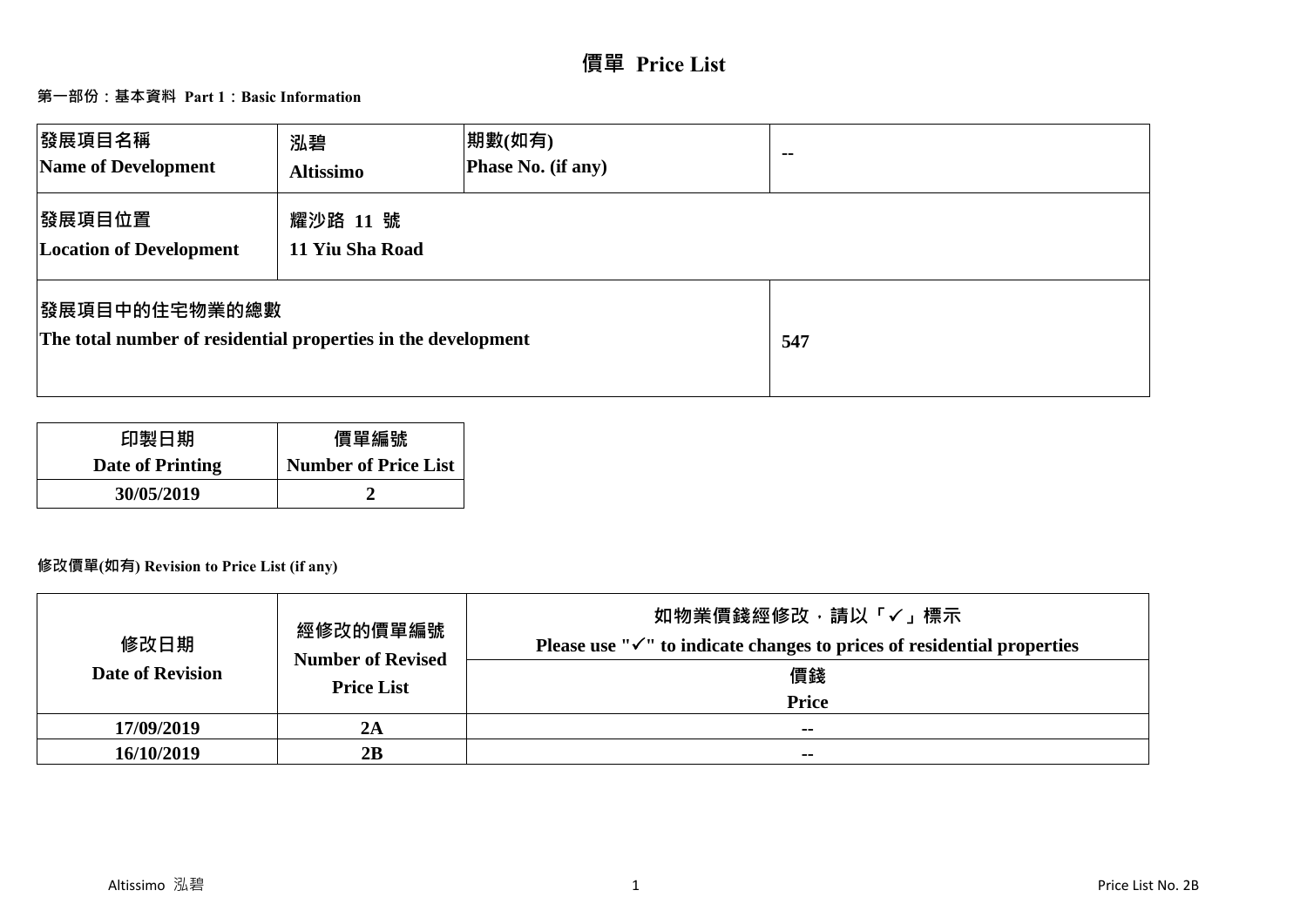# 價單 Price List

## 第一部份：基本資料 Part 1：Basic Information

| 發展項目名稱<br>Name of Development | 泓碧<br>Altissimo | 期數(如有)<br>Phase No. (if any) | -- |
|---|---|---|---|
| 發展項目位置<br>Location of Development | 耀沙路 11 號<br>11 Yiu Sha Road | | |
| 發展項目中的住宅物業的總數<br>The total number of residential properties in the development | | | 547 |

| 印製日期<br>Date of Printing | 價單編號<br>Number of Price List |
|---|---|
| 30/05/2019 | 2 |

## 修改價單(如有) Revision to Price List (if any)

| 修改日期<br>Date of Revision | 經修改的價單編號<br>Number of Revised Price List | 如物業價錢經修改，請以「✓」標示<br>Please use "✓" to indicate changes to prices of residential properties<br>價錢<br>Price |
|---|---|---|
| 17/09/2019 | 2A | -- |
| 16/10/2019 | 2B | -- |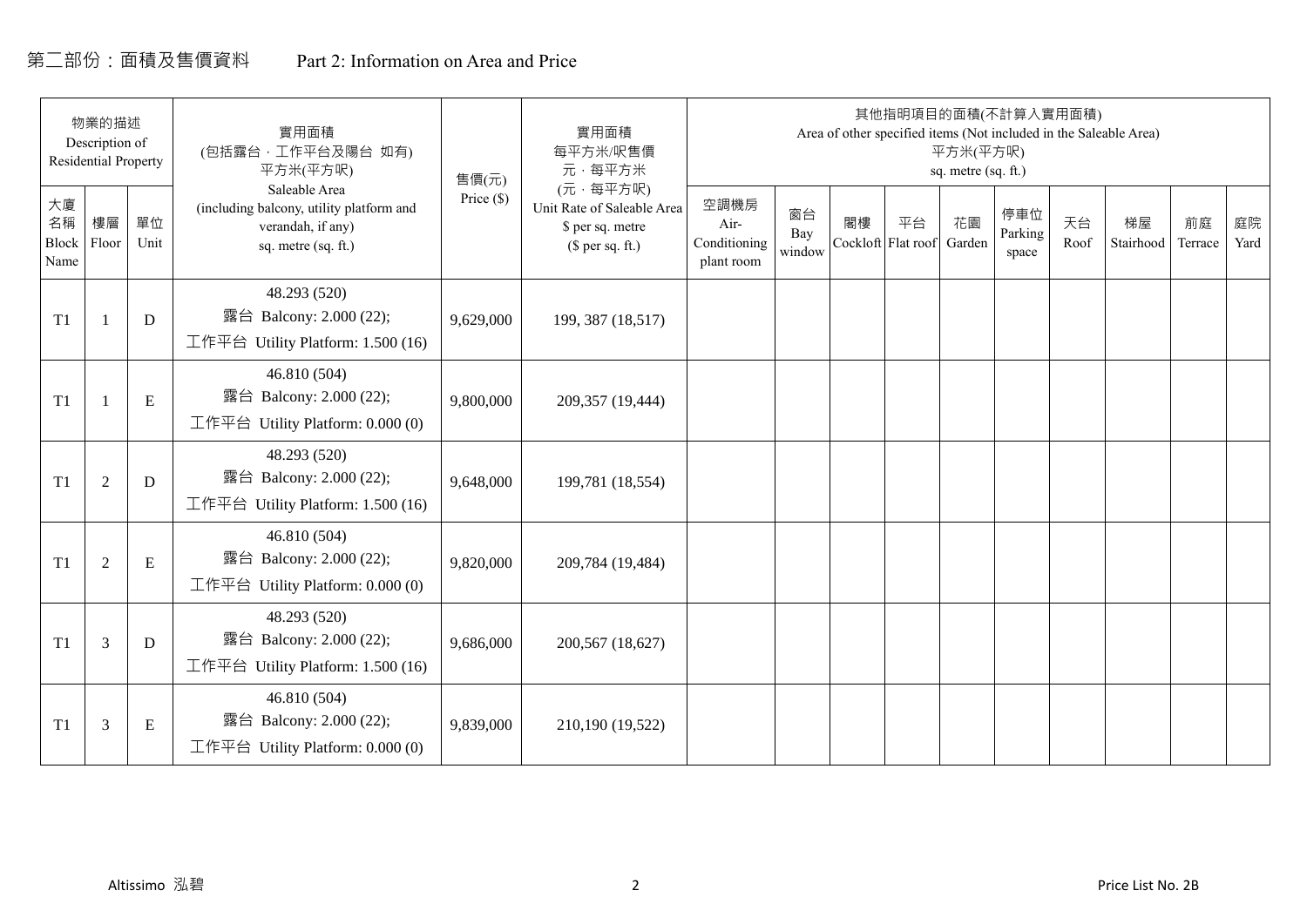# 第二部份：面積及售價資料　　Part 2: Information on Area and Price

| 物業的描述 Description of Residential Property | | | 實用面積 (包括露台，工作平台及陽台 如有) 平方米(平方呎) Saleable Area (including balcony, utility platform and verandah, if any) sq. metre (sq. ft.) | 售價(元) Price ($) | 實用面積 每平方米/呎售價 元，每平方米 (元，每平方呎) Unit Rate of Saleable Area $ per sq. metre ($ per sq. ft.) | 其他指明項目的面積(不計算入實用面積) Area of other specified items (Not included in the Saleable Area) 平方米(平方呎) sq. metre (sq. ft.) | | | | | | | | | |
|---|---|---|---|---|---|---|---|---|---|---|---|---|---|---|---|
| 大廈名稱 Block Name | 樓層 Floor | 單位 Unit | | | | 空調機房 Air-Conditioning plant room | 窗台 Bay window | 閣樓 Cockloft | 平台 Flat roof | 花園 Garden | 停車位 Parking space | 天台 Roof | 梯屋 Stairhood | 前庭 Terrace | 庭院 Yard |
| T1 | 1 | D | 48.293 (520) 露台 Balcony: 2.000 (22); 工作平台 Utility Platform: 1.500 (16) | 9,629,000 | 199, 387 (18,517) | | | | | | | | | | |
| T1 | 1 | E | 46.810 (504) 露台 Balcony: 2.000 (22); 工作平台 Utility Platform: 0.000 (0) | 9,800,000 | 209,357 (19,444) | | | | | | | | | | |
| T1 | 2 | D | 48.293 (520) 露台 Balcony: 2.000 (22); 工作平台 Utility Platform: 1.500 (16) | 9,648,000 | 199,781 (18,554) | | | | | | | | | | |
| T1 | 2 | E | 46.810 (504) 露台 Balcony: 2.000 (22); 工作平台 Utility Platform: 0.000 (0) | 9,820,000 | 209,784 (19,484) | | | | | | | | | | |
| T1 | 3 | D | 48.293 (520) 露台 Balcony: 2.000 (22); 工作平台 Utility Platform: 1.500 (16) | 9,686,000 | 200,567 (18,627) | | | | | | | | | | |
| T1 | 3 | E | 46.810 (504) 露台 Balcony: 2.000 (22); 工作平台 Utility Platform: 0.000 (0) | 9,839,000 | 210,190 (19,522) | | | | | | | | | | |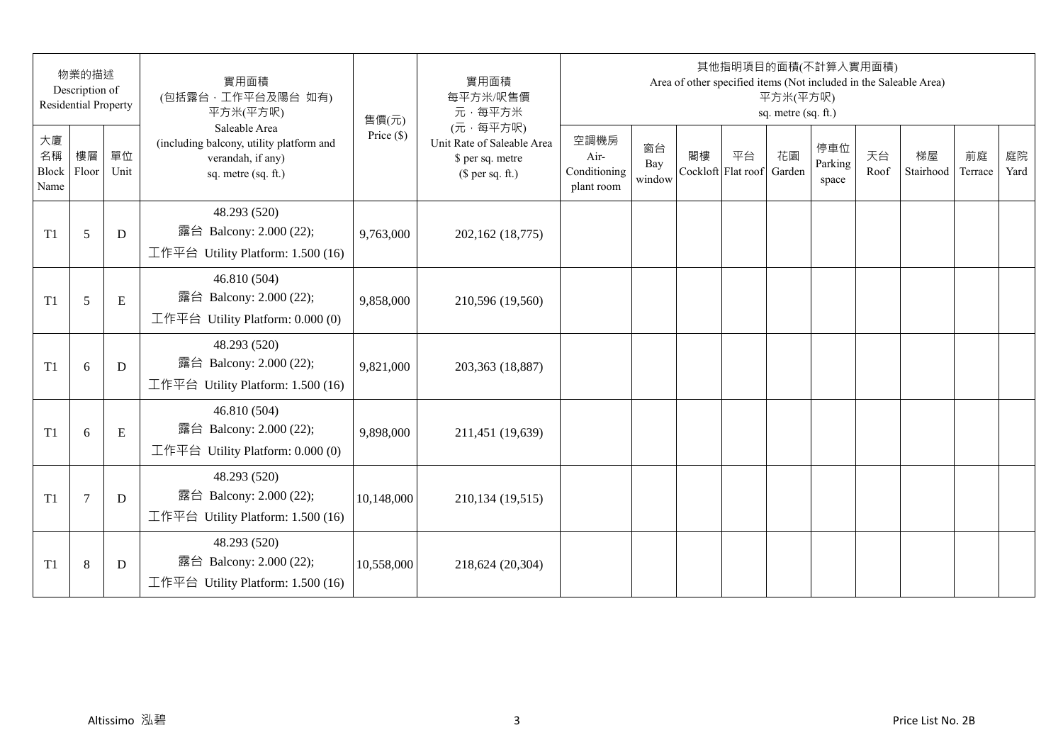| 物業的描述 Description of Residential Property | | | 實用面積 (包括露台．工作平台及陽台 如有) 平方米(平方呎) Saleable Area (including balcony, utility platform and verandah, if any) sq. metre (sq. ft.) | 售價(元) Price ($) | 實用面積 每平方米/呎售價 元．每平方米 (元．每平方呎) Unit Rate of Saleable Area $ per sq. metre ($ per sq. ft.) | 其他指明項目的面積(不計算入實用面積) Area of other specified items (Not included in the Saleable Area) 平方米(平方呎) sq. metre (sq. ft.) | | | | | | | | | |
|---|---|---|---|---|---|---|---|---|---|---|---|---|---|---|---|
| 大廈名稱 Block Name | 樓層 Floor | 單位 Unit | | | | 空調機房 Air-Conditioning plant room | 窗台 Bay window | 閣樓 Cockloft | 平台 Flat roof | 花園 Garden | 停車位 Parking space | 天台 Roof | 梯屋 Stairhood | 前庭 Terrace | 庭院 Yard |
| T1 | 5 | D | 48.293 (520) 露台 Balcony: 2.000 (22); 工作平台 Utility Platform: 1.500 (16) | 9,763,000 | 202,162 (18,775) | | | | | | | | | | |
| T1 | 5 | E | 46.810 (504) 露台 Balcony: 2.000 (22); 工作平台 Utility Platform: 0.000 (0) | 9,858,000 | 210,596 (19,560) | | | | | | | | | | |
| T1 | 6 | D | 48.293 (520) 露台 Balcony: 2.000 (22); 工作平台 Utility Platform: 1.500 (16) | 9,821,000 | 203,363 (18,887) | | | | | | | | | | |
| T1 | 6 | E | 46.810 (504) 露台 Balcony: 2.000 (22); 工作平台 Utility Platform: 0.000 (0) | 9,898,000 | 211,451 (19,639) | | | | | | | | | | |
| T1 | 7 | D | 48.293 (520) 露台 Balcony: 2.000 (22); 工作平台 Utility Platform: 1.500 (16) | 10,148,000 | 210,134 (19,515) | | | | | | | | | | |
| T1 | 8 | D | 48.293 (520) 露台 Balcony: 2.000 (22); 工作平台 Utility Platform: 1.500 (16) | 10,558,000 | 218,624 (20,304) | | | | | | | | | | |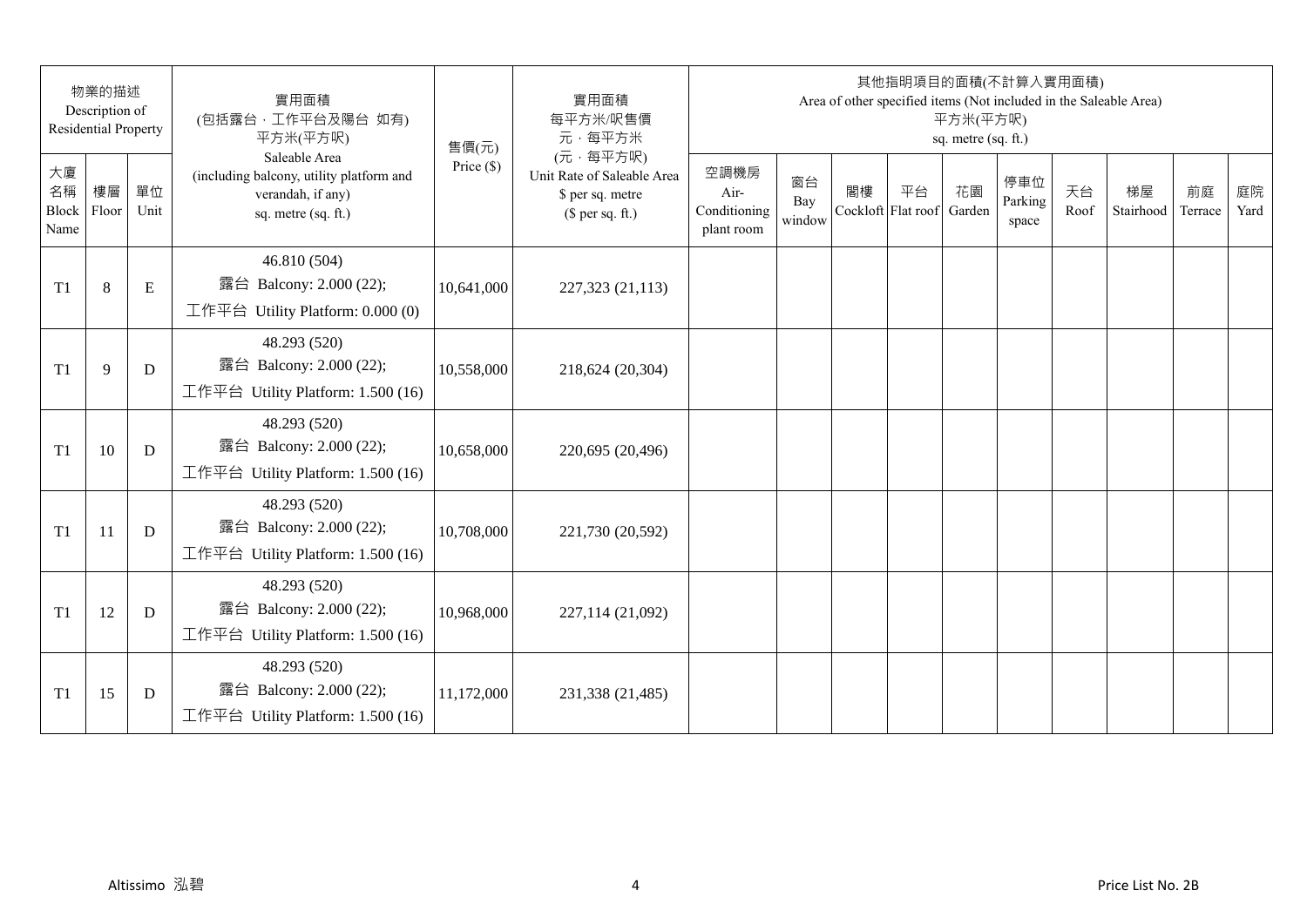| 物業的描述 Description of Residential Property | | | 實用面積 (包括露台，工作平台及陽台 如有) 平方米(平方呎) Saleable Area (including balcony, utility platform and verandah, if any) sq. metre (sq. ft.) | 售價(元) Price ($) | 實用面積 每平方米/呎售價 元，每平方米 (元，每平方呎) Unit Rate of Saleable Area $ per sq. metre ($ per sq. ft.) | 其他指明項目的面積(不計算入實用面積) Area of other specified items (Not included in the Saleable Area) 平方米(平方呎) sq. metre (sq. ft.) | | | | | | | | | |
|---|---|---|---|---|---|---|---|---|---|---|---|---|---|---|---|
| 大廈名稱 Block Name | 樓層 Floor | 單位 Unit | | | | 空調機房 Air-Conditioning plant room | 窗台 Bay window | 閣樓 Cockloft | 平台 Flat roof | 花園 Garden | 停車位 Parking space | 天台 Roof | 梯屋 Stairhood | 前庭 Terrace | 庭院 Yard |
| T1 | 8 | E | 46.810 (504) 露台 Balcony: 2.000 (22); 工作平台 Utility Platform: 0.000 (0) | 10,641,000 | 227,323 (21,113) | | | | | | | | | | |
| T1 | 9 | D | 48.293 (520) 露台 Balcony: 2.000 (22); 工作平台 Utility Platform: 1.500 (16) | 10,558,000 | 218,624 (20,304) | | | | | | | | | | |
| T1 | 10 | D | 48.293 (520) 露台 Balcony: 2.000 (22); 工作平台 Utility Platform: 1.500 (16) | 10,658,000 | 220,695 (20,496) | | | | | | | | | | |
| T1 | 11 | D | 48.293 (520) 露台 Balcony: 2.000 (22); 工作平台 Utility Platform: 1.500 (16) | 10,708,000 | 221,730 (20,592) | | | | | | | | | | |
| T1 | 12 | D | 48.293 (520) 露台 Balcony: 2.000 (22); 工作平台 Utility Platform: 1.500 (16) | 10,968,000 | 227,114 (21,092) | | | | | | | | | | |
| T1 | 15 | D | 48.293 (520) 露台 Balcony: 2.000 (22); 工作平台 Utility Platform: 1.500 (16) | 11,172,000 | 231,338 (21,485) | | | | | | | | | | |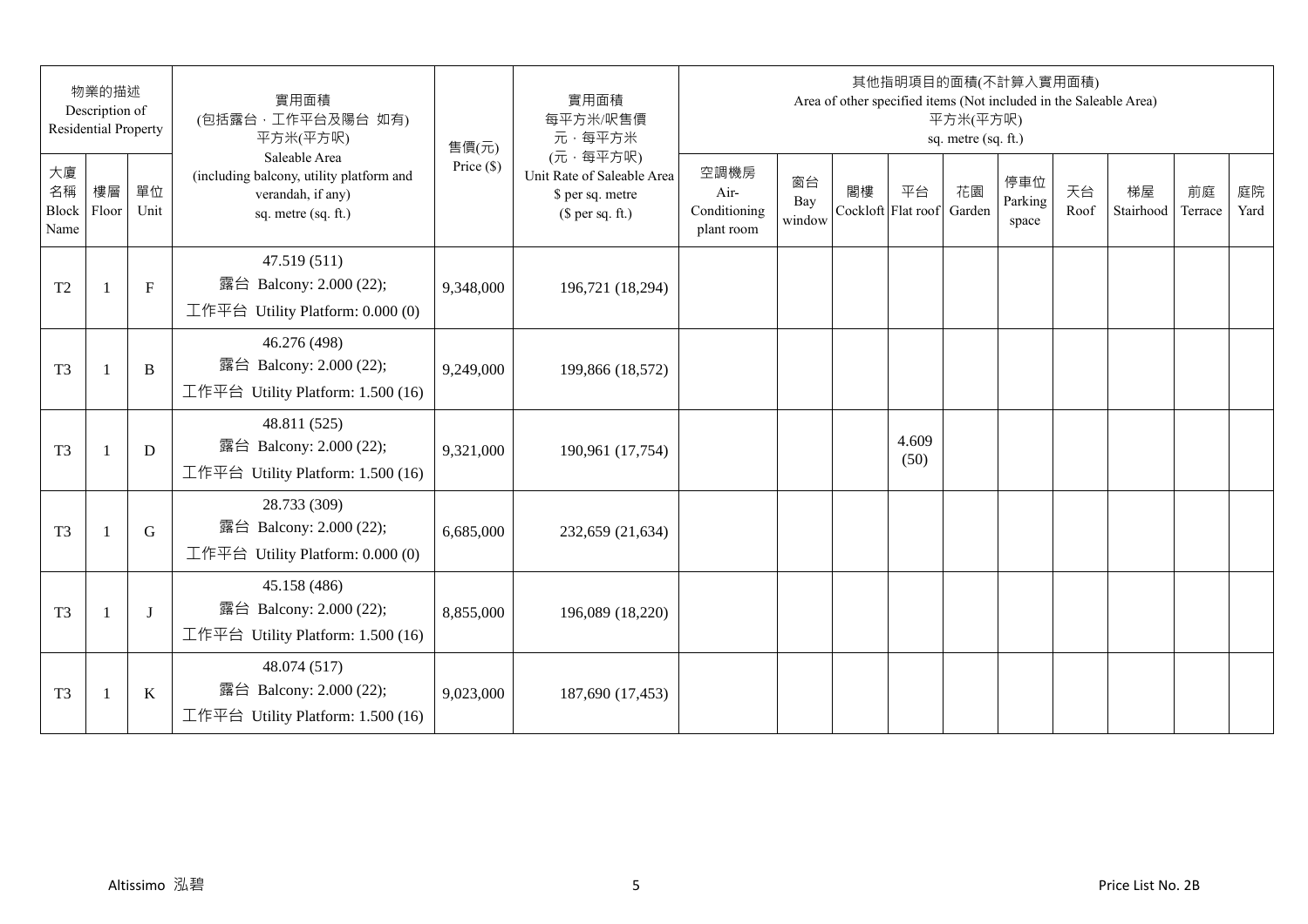| 物業的描述 Description of Residential Property | | | 實用面積 (包括露台・工作平台及陽台 如有) 平方米(平方呎) Saleable Area (including balcony, utility platform and verandah, if any) sq. metre (sq. ft.) | 售價(元) Price ($) | 實用面積 每平方米/呎售價 元・每平方米 (元・每平方呎) Unit Rate of Saleable Area $ per sq. metre ($ per sq. ft.) | 其他指明項目的面積(不計算入實用面積) Area of other specified items (Not included in the Saleable Area) 平方米(平方呎) sq. metre (sq. ft.) | | | | | | | | | |
|---|---|---|---|---|---|---|---|---|---|---|---|---|---|---|---|
| 大廈名稱 Block Name | 樓層 Floor | 單位 Unit | | | | 空調機房 Air-Conditioning plant room | 窗台 Bay window | 閣樓 Cockloft | 平台 Flat roof | 花園 Garden | 停車位 Parking space | 天台 Roof | 梯屋 Stairhood | 前庭 Terrace | 庭院 Yard |
| T2 | 1 | F | 47.519 (511)<br>露台 Balcony: 2.000 (22);<br>工作平台 Utility Platform: 0.000 (0) | 9,348,000 | 196,721 (18,294) | | | | | | | | | | |
| T3 | 1 | B | 46.276 (498)<br>露台 Balcony: 2.000 (22);<br>工作平台 Utility Platform: 1.500 (16) | 9,249,000 | 199,866 (18,572) | | | | | | | | | | |
| T3 | 1 | D | 48.811 (525)<br>露台 Balcony: 2.000 (22);<br>工作平台 Utility Platform: 1.500 (16) | 9,321,000 | 190,961 (17,754) | | | | 4.609 (50) | | | | | | |
| T3 | 1 | G | 28.733 (309)<br>露台 Balcony: 2.000 (22);<br>工作平台 Utility Platform: 0.000 (0) | 6,685,000 | 232,659 (21,634) | | | | | | | | | | |
| T3 | 1 | J | 45.158 (486)<br>露台 Balcony: 2.000 (22);<br>工作平台 Utility Platform: 1.500 (16) | 8,855,000 | 196,089 (18,220) | | | | | | | | | | |
| T3 | 1 | K | 48.074 (517)<br>露台 Balcony: 2.000 (22);<br>工作平台 Utility Platform: 1.500 (16) | 9,023,000 | 187,690 (17,453) | | | | | | | | | | |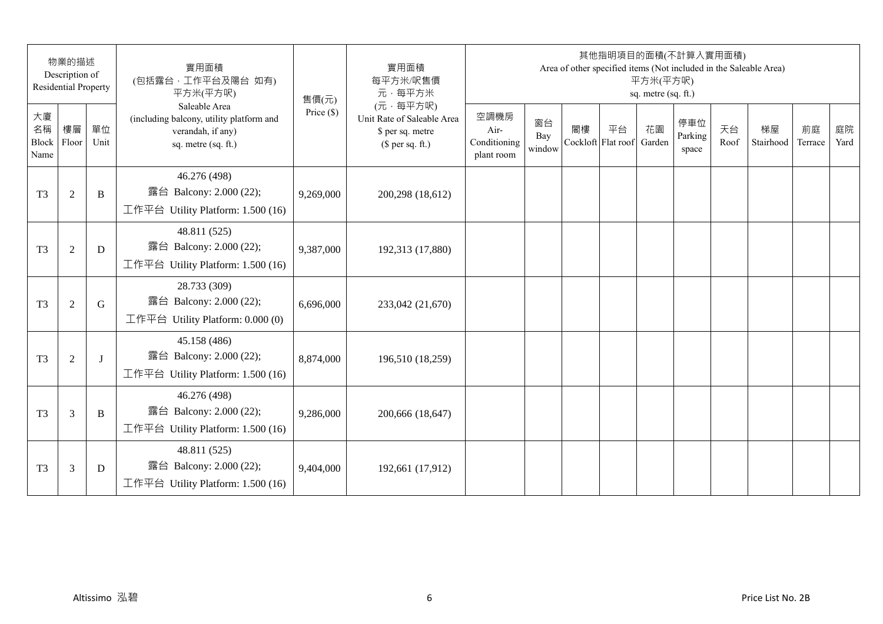| 物業的描述 Description of Residential Property | | | 實用面積 (包括露台，工作平台及陽台 如有) 平方米(平方呎) Saleable Area (including balcony, utility platform and verandah, if any) sq. metre (sq. ft.) | 售價(元) Price ($) | 實用面積 每平方米/呎售價 元，每平方米 (元，每平方呎) Unit Rate of Saleable Area $ per sq. metre ($ per sq. ft.) | 其他指明項目的面積(不計算入實用面積) Area of other specified items (Not included in the Saleable Area) 平方米(平方呎) sq. metre (sq. ft.) | | | | | | | | | |
|---|---|---|---|---|---|---|---|---|---|---|---|---|---|---|---|
| 大廈名稱 Block Name | 樓層 Floor | 單位 Unit | | | | 空調機房 Air-Conditioning plant room | 窗台 Bay window | 閣樓 Cockloft | 平台 Flat roof | 花園 Garden | 停車位 Parking space | 天台 Roof | 梯屋 Stairhood | 前庭 Terrace | 庭院 Yard |
| T3 | 2 | B | 46.276 (498) 露台 Balcony: 2.000 (22); 工作平台 Utility Platform: 1.500 (16) | 9,269,000 | 200,298 (18,612) | | | | | | | | | | |
| T3 | 2 | D | 48.811 (525) 露台 Balcony: 2.000 (22); 工作平台 Utility Platform: 1.500 (16) | 9,387,000 | 192,313 (17,880) | | | | | | | | | | |
| T3 | 2 | G | 28.733 (309) 露台 Balcony: 2.000 (22); 工作平台 Utility Platform: 0.000 (0) | 6,696,000 | 233,042 (21,670) | | | | | | | | | | |
| T3 | 2 | J | 45.158 (486) 露台 Balcony: 2.000 (22); 工作平台 Utility Platform: 1.500 (16) | 8,874,000 | 196,510 (18,259) | | | | | | | | | | |
| T3 | 3 | B | 46.276 (498) 露台 Balcony: 2.000 (22); 工作平台 Utility Platform: 1.500 (16) | 9,286,000 | 200,666 (18,647) | | | | | | | | | | |
| T3 | 3 | D | 48.811 (525) 露台 Balcony: 2.000 (22); 工作平台 Utility Platform: 1.500 (16) | 9,404,000 | 192,661 (17,912) | | | | | | | | | | |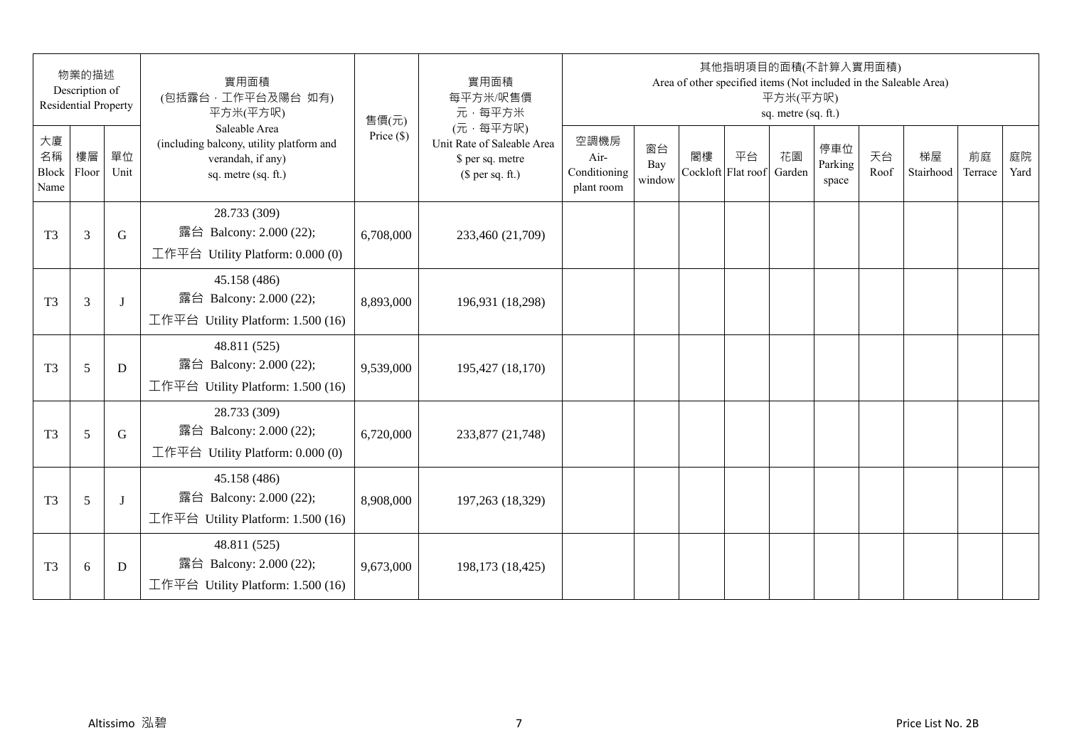| 物業的描述 Description of Residential Property | | | 實用面積 (包括露台、工作平台及陽台 如有) 平方米(平方呎) Saleable Area (including balcony, utility platform and verandah, if any) sq. metre (sq. ft.) | 售價(元) Price ($) | 實用面積 每平方米/呎售價 元，每平方米 (元，每平方呎) Unit Rate of Saleable Area $ per sq. metre ($ per sq. ft.) | 其他指明項目的面積(不計算入實用面積) Area of other specified items (Not included in the Saleable Area) 平方米(平方呎) sq. metre (sq. ft.) | | | | | | | | | |
|---|---|---|---|---|---|---|---|---|---|---|---|---|---|---|---|
| 大廈名稱 Block Name | 樓層 Floor | 單位 Unit | | | | 空調機房 Air-Conditioning plant room | 窗台 Bay window | 閣樓 Cockloft | 平台 Flat roof | 花園 Garden | 停車位 Parking space | 天台 Roof | 梯屋 Stairhood | 前庭 Terrace | 庭院 Yard |
| T3 | 3 | G | 28.733 (309) 露台 Balcony: 2.000 (22); 工作平台 Utility Platform: 0.000 (0) | 6,708,000 | 233,460 (21,709) | | | | | | | | | | |
| T3 | 3 | J | 45.158 (486) 露台 Balcony: 2.000 (22); 工作平台 Utility Platform: 1.500 (16) | 8,893,000 | 196,931 (18,298) | | | | | | | | | | |
| T3 | 5 | D | 48.811 (525) 露台 Balcony: 2.000 (22); 工作平台 Utility Platform: 1.500 (16) | 9,539,000 | 195,427 (18,170) | | | | | | | | | | |
| T3 | 5 | G | 28.733 (309) 露台 Balcony: 2.000 (22); 工作平台 Utility Platform: 0.000 (0) | 6,720,000 | 233,877 (21,748) | | | | | | | | | | |
| T3 | 5 | J | 45.158 (486) 露台 Balcony: 2.000 (22); 工作平台 Utility Platform: 1.500 (16) | 8,908,000 | 197,263 (18,329) | | | | | | | | | | |
| T3 | 6 | D | 48.811 (525) 露台 Balcony: 2.000 (22); 工作平台 Utility Platform: 1.500 (16) | 9,673,000 | 198,173 (18,425) | | | | | | | | | | |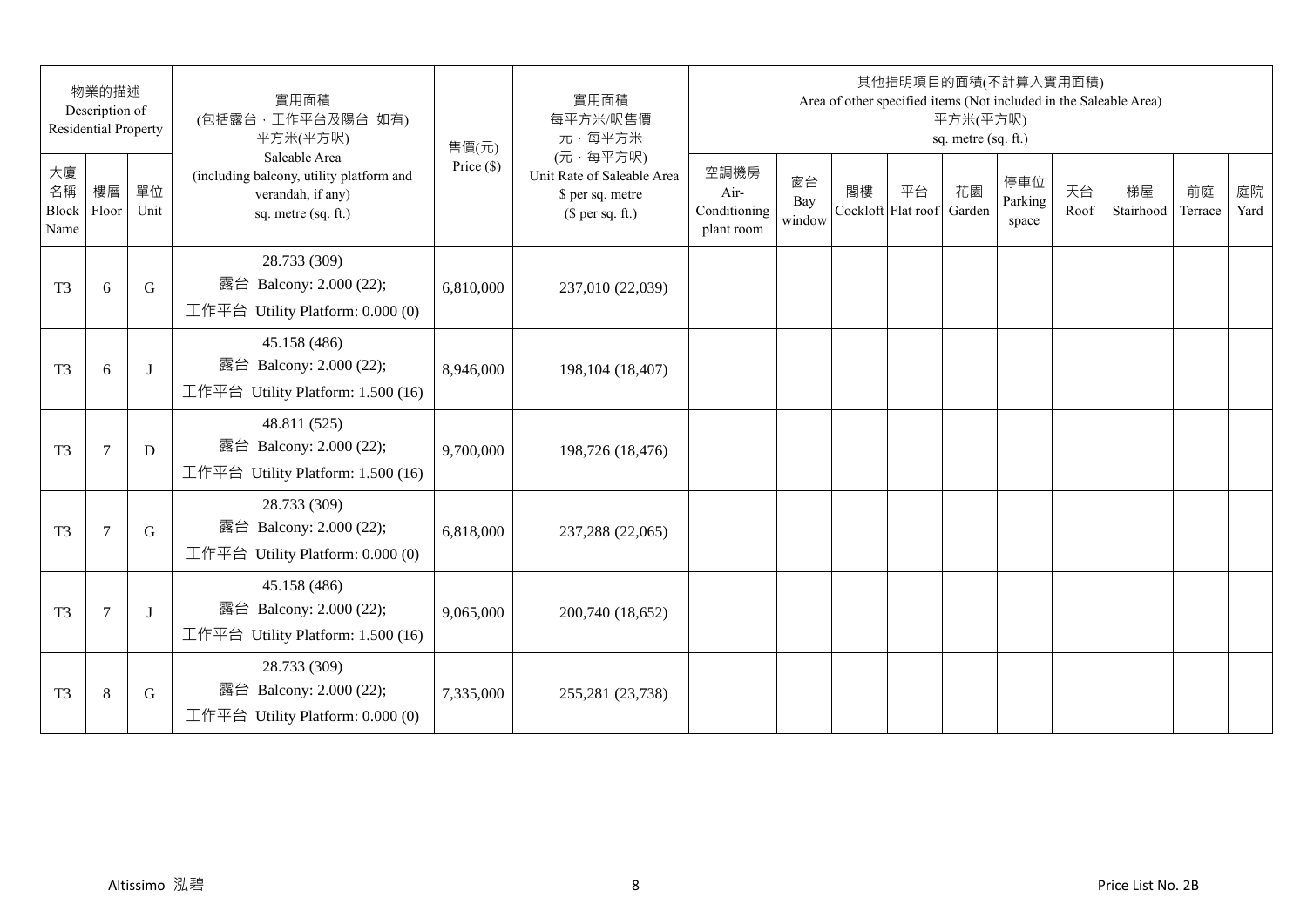| 物業的描述 Description of Residential Property | | | 實用面積 (包括露台．工作平台及陽台 如有) 平方米(平方呎) Saleable Area (including balcony, utility platform and verandah, if any) sq. metre (sq. ft.) | 售價(元) Price ($) | 實用面積 每平方米/呎售價 元．每平方米 (元．每平方呎) Unit Rate of Saleable Area $ per sq. metre ($ per sq. ft.) | 其他指明項目的面積(不計算入實用面積) Area of other specified items (Not included in the Saleable Area) 平方米(平方呎) sq. metre (sq. ft.) | | | | | | | | | |
|---|---|---|---|---|---|---|---|---|---|---|---|---|---|---|---|
| 大廈名稱 Block Name | 樓層 Floor | 單位 Unit | | | | 空調機房 Air-Conditioning plant room | 窗台 Bay window | 閣樓 Cockloft | 平台 Flat roof | 花園 Garden | 停車位 Parking space | 天台 Roof | 梯屋 Stairhood | 前庭 Terrace | 庭院 Yard |
| T3 | 6 | G | 28.733 (309) 露台 Balcony: 2.000 (22); 工作平台 Utility Platform: 0.000 (0) | 6,810,000 | 237,010 (22,039) | | | | | | | | | | |
| T3 | 6 | J | 45.158 (486) 露台 Balcony: 2.000 (22); 工作平台 Utility Platform: 1.500 (16) | 8,946,000 | 198,104 (18,407) | | | | | | | | | | |
| T3 | 7 | D | 48.811 (525) 露台 Balcony: 2.000 (22); 工作平台 Utility Platform: 1.500 (16) | 9,700,000 | 198,726 (18,476) | | | | | | | | | | |
| T3 | 7 | G | 28.733 (309) 露台 Balcony: 2.000 (22); 工作平台 Utility Platform: 0.000 (0) | 6,818,000 | 237,288 (22,065) | | | | | | | | | | |
| T3 | 7 | J | 45.158 (486) 露台 Balcony: 2.000 (22); 工作平台 Utility Platform: 1.500 (16) | 9,065,000 | 200,740 (18,652) | | | | | | | | | | |
| T3 | 8 | G | 28.733 (309) 露台 Balcony: 2.000 (22); 工作平台 Utility Platform: 0.000 (0) | 7,335,000 | 255,281 (23,738) | | | | | | | | | | |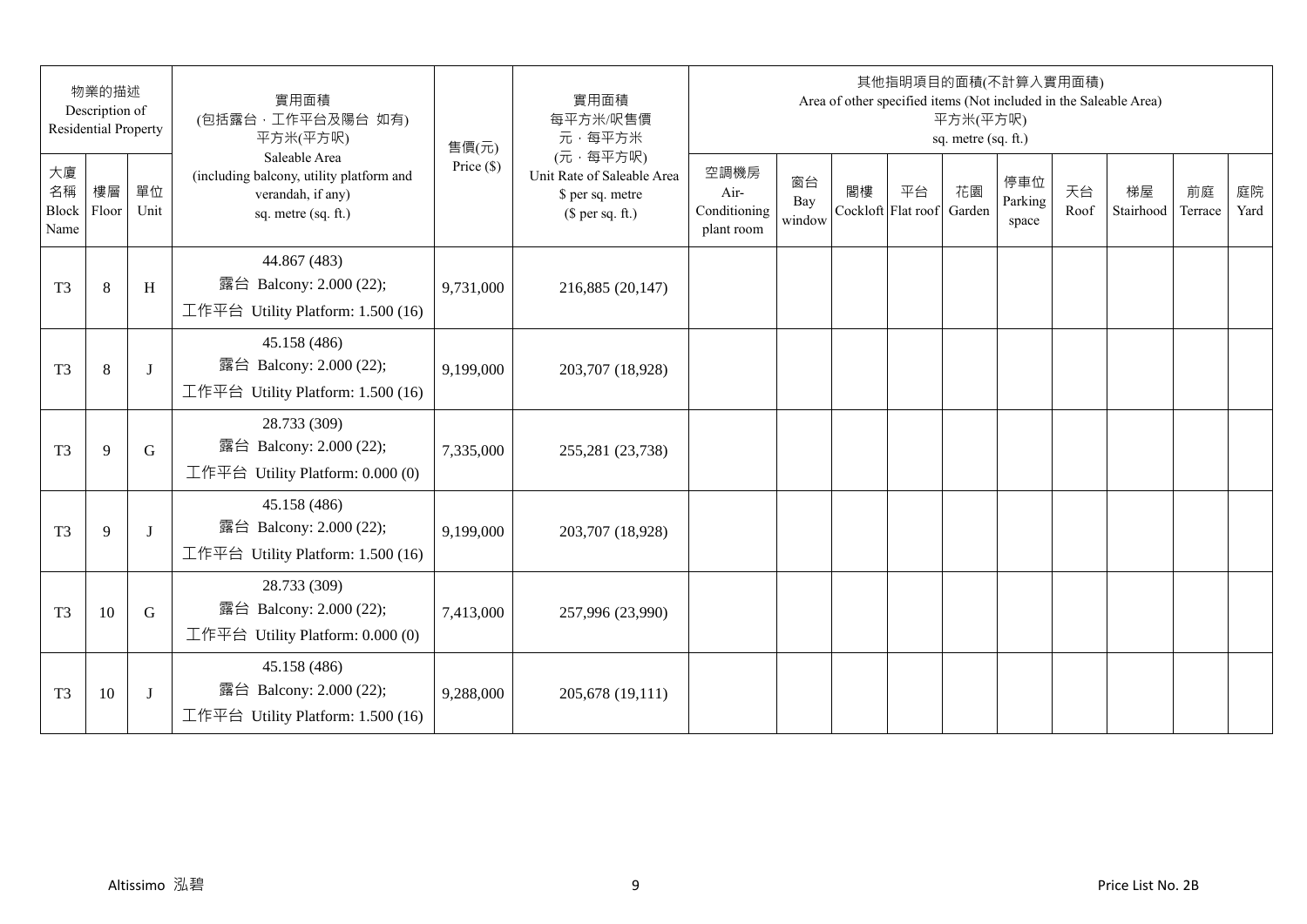| 物業的描述 Description of Residential Property | | | 實用面積 (包括露台，工作平台及陽台 如有) 平方米(平方呎) Saleable Area (including balcony, utility platform and verandah, if any) sq. metre (sq. ft.) | 售價(元) Price ($) | 實用面積 每平方米/呎售價 元，每平方米 (元，每平方呎) Unit Rate of Saleable Area $ per sq. metre ($ per sq. ft.) | 其他指明項目的面積(不計算入實用面積) Area of other specified items (Not included in the Saleable Area) 平方米(平方呎) sq. metre (sq. ft.) | | | | | | | | | |
|---|---|---|---|---|---|---|---|---|---|---|---|---|---|---|---|
| 大廈名稱 Block Name | 樓層 Floor | 單位 Unit | | | | 空調機房 Air-Conditioning plant room | 窗台 Bay window | 閣樓 Cockloft | 平台 Flat roof | 花園 Garden | 停車位 Parking space | 天台 Roof | 梯屋 Stairhood | 前庭 Terrace | 庭院 Yard |
| T3 | 8 | H | 44.867 (483) 露台 Balcony: 2.000 (22); 工作平台 Utility Platform: 1.500 (16) | 9,731,000 | 216,885 (20,147) | | | | | | | | | | |
| T3 | 8 | J | 45.158 (486) 露台 Balcony: 2.000 (22); 工作平台 Utility Platform: 1.500 (16) | 9,199,000 | 203,707 (18,928) | | | | | | | | | | |
| T3 | 9 | G | 28.733 (309) 露台 Balcony: 2.000 (22); 工作平台 Utility Platform: 0.000 (0) | 7,335,000 | 255,281 (23,738) | | | | | | | | | | |
| T3 | 9 | J | 45.158 (486) 露台 Balcony: 2.000 (22); 工作平台 Utility Platform: 1.500 (16) | 9,199,000 | 203,707 (18,928) | | | | | | | | | | |
| T3 | 10 | G | 28.733 (309) 露台 Balcony: 2.000 (22); 工作平台 Utility Platform: 0.000 (0) | 7,413,000 | 257,996 (23,990) | | | | | | | | | | |
| T3 | 10 | J | 45.158 (486) 露台 Balcony: 2.000 (22); 工作平台 Utility Platform: 1.500 (16) | 9,288,000 | 205,678 (19,111) | | | | | | | | | | |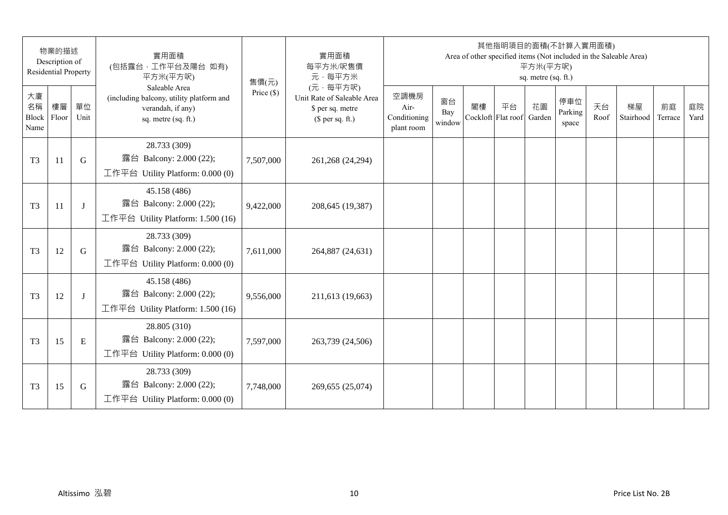| 物業的描述 Description of Residential Property | | | 實用面積 (包括露台，工作平台及陽台 如有) 平方米(平方呎) Saleable Area (including balcony, utility platform and verandah, if any) sq. metre (sq. ft.) | 售價(元) Price ($) | 實用面積 每平方米/呎售價 元，每平方米 (元，每平方呎) Unit Rate of Saleable Area $ per sq. metre ($ per sq. ft.) | 其他指明項目的面積(不計算入實用面積) Area of other specified items (Not included in the Saleable Area) 平方米(平方呎) sq. metre (sq. ft.) | | | | | | | | | |
|---|---|---|---|---|---|---|---|---|---|---|---|---|---|---|---|
| 大廈名稱 Block Name | 樓層 Floor | 單位 Unit | | | | 空調機房 Air-Conditioning plant room | 窗台 Bay window | 閣樓 Cockloft | 平台 Flat roof | 花園 Garden | 停車位 Parking space | 天台 Roof | 梯屋 Stairhood | 前庭 Terrace | 庭院 Yard |
| T3 | 11 | G | 28.733 (309) 露台 Balcony: 2.000 (22); 工作平台 Utility Platform: 0.000 (0) | 7,507,000 | 261,268 (24,294) | | | | | | | | | | |
| T3 | 11 | J | 45.158 (486) 露台 Balcony: 2.000 (22); 工作平台 Utility Platform: 1.500 (16) | 9,422,000 | 208,645 (19,387) | | | | | | | | | | |
| T3 | 12 | G | 28.733 (309) 露台 Balcony: 2.000 (22); 工作平台 Utility Platform: 0.000 (0) | 7,611,000 | 264,887 (24,631) | | | | | | | | | | |
| T3 | 12 | J | 45.158 (486) 露台 Balcony: 2.000 (22); 工作平台 Utility Platform: 1.500 (16) | 9,556,000 | 211,613 (19,663) | | | | | | | | | | |
| T3 | 15 | E | 28.805 (310) 露台 Balcony: 2.000 (22); 工作平台 Utility Platform: 0.000 (0) | 7,597,000 | 263,739 (24,506) | | | | | | | | | | |
| T3 | 15 | G | 28.733 (309) 露台 Balcony: 2.000 (22); 工作平台 Utility Platform: 0.000 (0) | 7,748,000 | 269,655 (25,074) | | | | | | | | | | |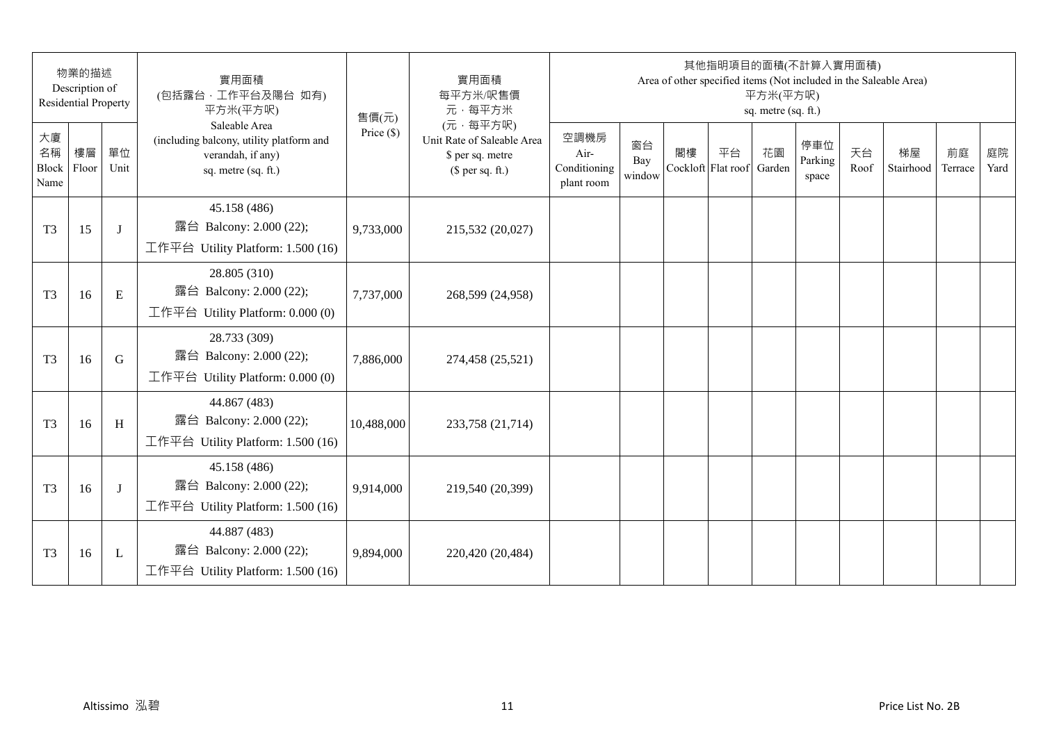| 物業的描述 Description of Residential Property | | | 實用面積 (包括露台，工作平台及陽台 如有) 平方米(平方呎) Saleable Area (including balcony, utility platform and verandah, if any) sq. metre (sq. ft.) | 售價(元) Price ($) | 實用面積 每平方米/呎售價 元，每平方米 (元，每平方呎) Unit Rate of Saleable Area $ per sq. metre ($ per sq. ft.) | 其他指明項目的面積(不計算入實用面積) Area of other specified items (Not included in the Saleable Area) 平方米(平方呎) sq. metre (sq. ft.) | | | | | | | | | |
|---|---|---|---|---|---|---|---|---|---|---|---|---|---|---|---|
| 大廈名稱 Block Name | 樓層 Floor | 單位 Unit | | | | 空調機房 Air-Conditioning plant room | 窗台 Bay window | 閣樓 Cockloft | 平台 Flat roof | 花園 Garden | 停車位 Parking space | 天台 Roof | 梯屋 Stairhood | 前庭 Terrace | 庭院 Yard |
| T3 | 15 | J | 45.158 (486) 露台 Balcony: 2.000 (22); 工作平台 Utility Platform: 1.500 (16) | 9,733,000 | 215,532 (20,027) | | | | | | | | | | |
| T3 | 16 | E | 28.805 (310) 露台 Balcony: 2.000 (22); 工作平台 Utility Platform: 0.000 (0) | 7,737,000 | 268,599 (24,958) | | | | | | | | | | |
| T3 | 16 | G | 28.733 (309) 露台 Balcony: 2.000 (22); 工作平台 Utility Platform: 0.000 (0) | 7,886,000 | 274,458 (25,521) | | | | | | | | | | |
| T3 | 16 | H | 44.867 (483) 露台 Balcony: 2.000 (22); 工作平台 Utility Platform: 1.500 (16) | 10,488,000 | 233,758 (21,714) | | | | | | | | | | |
| T3 | 16 | J | 45.158 (486) 露台 Balcony: 2.000 (22); 工作平台 Utility Platform: 1.500 (16) | 9,914,000 | 219,540 (20,399) | | | | | | | | | | |
| T3 | 16 | L | 44.887 (483) 露台 Balcony: 2.000 (22); 工作平台 Utility Platform: 1.500 (16) | 9,894,000 | 220,420 (20,484) | | | | | | | | | | |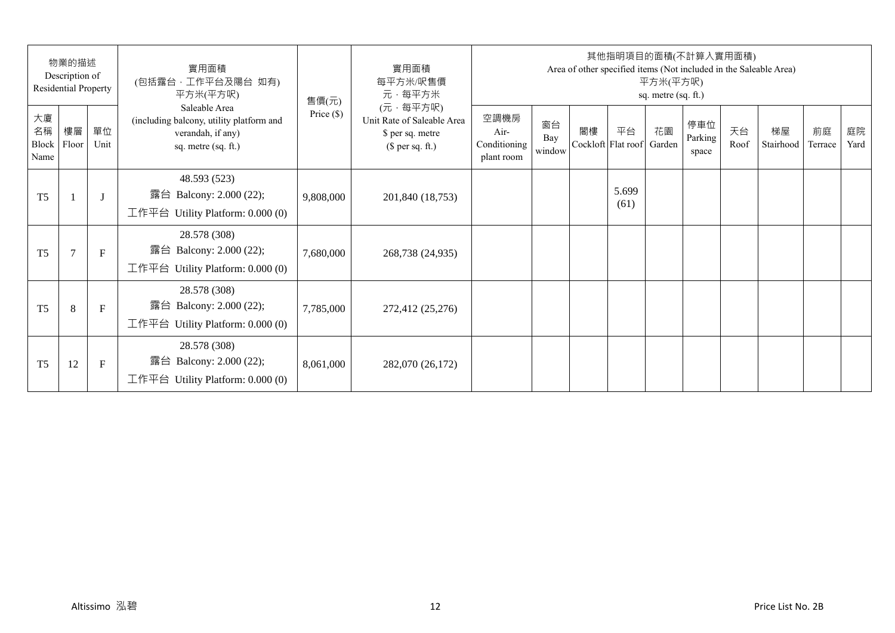| 物業的描述 Description of Residential Property | | | 實用面積 (包括露台．工作平台及陽台 如有) 平方米(平方呎) Saleable Area (including balcony, utility platform and verandah, if any) sq. metre (sq. ft.) | 售價(元) Price ($) | 實用面積 每平方米/呎售價 元．每平方米 (元．每平方呎) Unit Rate of Saleable Area $ per sq. metre ($ per sq. ft.) | 其他指明項目的面積(不計算入實用面積) Area of other specified items (Not included in the Saleable Area) 平方米(平方呎) sq. metre (sq. ft.) | | | | | | | | | |
|---|---|---|---|---|---|---|---|---|---|---|---|---|---|---|---|
| 大廈名稱 Block Name | 樓層 Floor | 單位 Unit | | | | 空調機房 Air-Conditioning plant room | 窗台 Bay window | 閣樓 Cockloft | 平台 Flat roof | 花園 Garden | 停車位 Parking space | 天台 Roof | 梯屋 Stairhood | 前庭 Terrace | 庭院 Yard |
| T5 | 1 | J | 48.593 (523) 露台 Balcony: 2.000 (22); 工作平台 Utility Platform: 0.000 (0) | 9,808,000 | 201,840 (18,753) | | | | 5.699 (61) | | | | | | |
| T5 | 7 | F | 28.578 (308) 露台 Balcony: 2.000 (22); 工作平台 Utility Platform: 0.000 (0) | 7,680,000 | 268,738 (24,935) | | | | | | | | | | |
| T5 | 8 | F | 28.578 (308) 露台 Balcony: 2.000 (22); 工作平台 Utility Platform: 0.000 (0) | 7,785,000 | 272,412 (25,276) | | | | | | | | | | |
| T5 | 12 | F | 28.578 (308) 露台 Balcony: 2.000 (22); 工作平台 Utility Platform: 0.000 (0) | 8,061,000 | 282,070 (26,172) | | | | | | | | | | |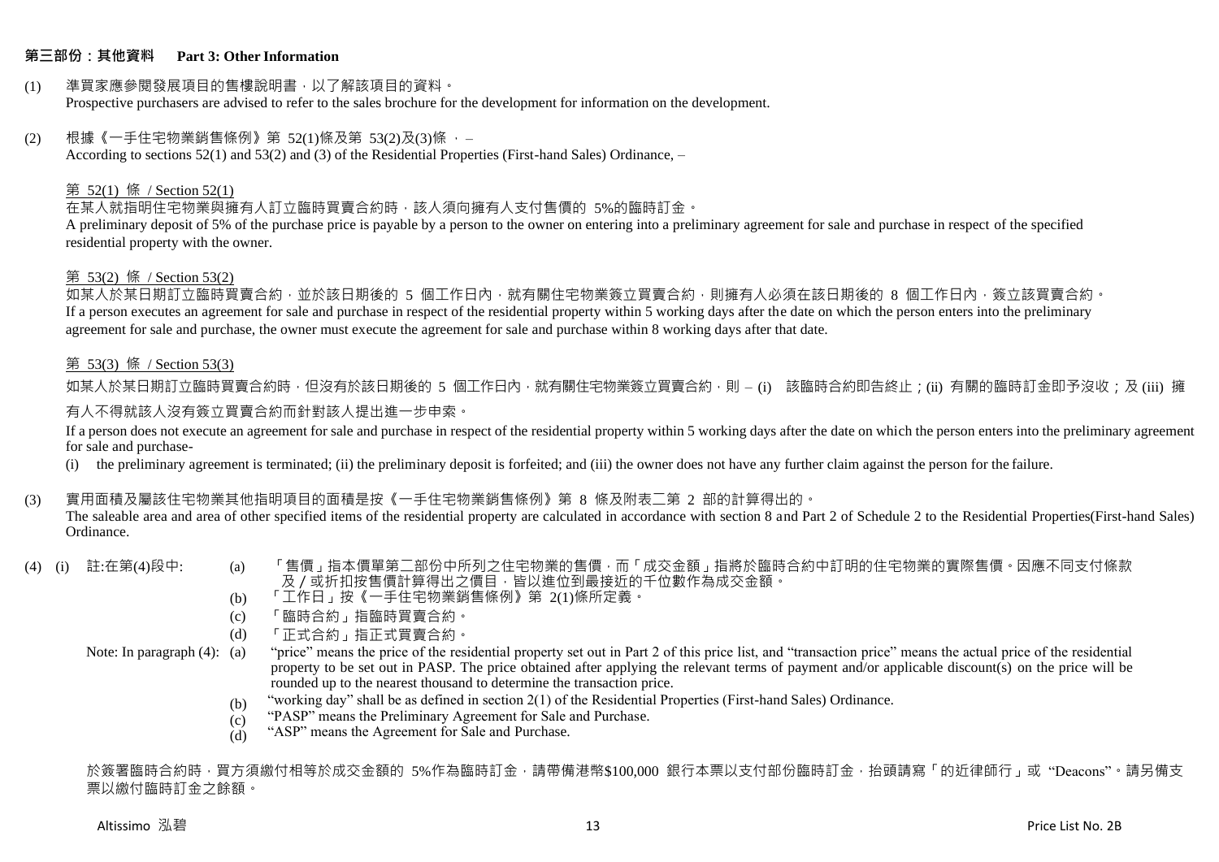## 第三部份：其他資料　Part 3: Other Information

(1) 準買家應參閱發展項目的售樓說明書，以了解該項目的資料。
Prospective purchasers are advised to refer to the sales brochure for the development for information on the development.

(2) 根據《一手住宅物業銷售條例》第 52(1)條及第 53(2)及(3)條 ， –
According to sections 52(1) and 53(2) and (3) of the Residential Properties (First-hand Sales) Ordinance, –

第 52(1) 條 / Section 52(1)

在某人就指明住宅物業與擁有人訂立臨時買賣合約時，該人須向擁有人支付售價的 5%的臨時訂金。
A preliminary deposit of 5% of the purchase price is payable by a person to the owner on entering into a preliminary agreement for sale and purchase in respect of the specified residential property with the owner.

第 53(2) 條 / Section 53(2)

如某人於某日期訂立臨時買賣合約，並於該日期後的 5 個工作日內，就有關住宅物業簽立買賣合約，則擁有人必須在該日期後的 8 個工作日內，簽立該買賣合約。
If a person executes an agreement for sale and purchase in respect of the residential property within 5 working days after the date on which the person enters into the preliminary agreement for sale and purchase, the owner must execute the agreement for sale and purchase within 8 working days after that date.

第 53(3) 條 / Section 53(3)

如某人於某日期訂立臨時買賣合約時，但沒有於該日期後的 5 個工作日內，就有關住宅物業簽立買賣合約，則 – (i) 該臨時合約即告終止；(ii) 有關的臨時訂金即予沒收；及 (iii) 擁有人不得就該人沒有簽立買賣合約而針對該人提出進一步申索。

If a person does not execute an agreement for sale and purchase in respect of the residential property within 5 working days after the date on which the person enters into the preliminary agreement for sale and purchase-

(i) the preliminary agreement is terminated; (ii) the preliminary deposit is forfeited; and (iii) the owner does not have any further claim against the person for the failure.

(3) 實用面積及屬該住宅物業其他指明項目的面積是按《一手住宅物業銷售條例》第 8 條及附表二第 2 部的計算得出的。
The saleable area and area of other specified items of the residential property are calculated in accordance with section 8 and Part 2 of Schedule 2 to the Residential Properties(First-hand Sales) Ordinance.

(4) (i) 註:在第(4)段中:

(a) 「售價」指本價單第二部份中所列之住宅物業的售價，而「成交金額」指將於臨時合約中訂明的住宅物業的實際售價。因應不同支付條款及／或折扣按售價計算得出之價目，皆以進位到最接近的千位數作為成交金額。
(b) 「工作日」按《一手住宅物業銷售條例》第 2(1)條所定義。
(c) 「臨時合約」指臨時買賣合約。
(d) 「正式合約」指正式買賣合約。

Note: In paragraph (4):

(a) "price" means the price of the residential property set out in Part 2 of this price list, and "transaction price" means the actual price of the residential property to be set out in PASP. The price obtained after applying the relevant terms of payment and/or applicable discount(s) on the price will be rounded up to the nearest thousand to determine the transaction price.
(b) "working day" shall be as defined in section 2(1) of the Residential Properties (First-hand Sales) Ordinance.
(c) "PASP" means the Preliminary Agreement for Sale and Purchase.
(d) "ASP" means the Agreement for Sale and Purchase.

於簽署臨時合約時，買方須繳付相等於成交金額的 5%作為臨時訂金，請帶備港幣$100,000 銀行本票以支付部份臨時訂金，抬頭請寫「的近律師行」或 "Deacons"。請另備支票以繳付臨時訂金之餘額。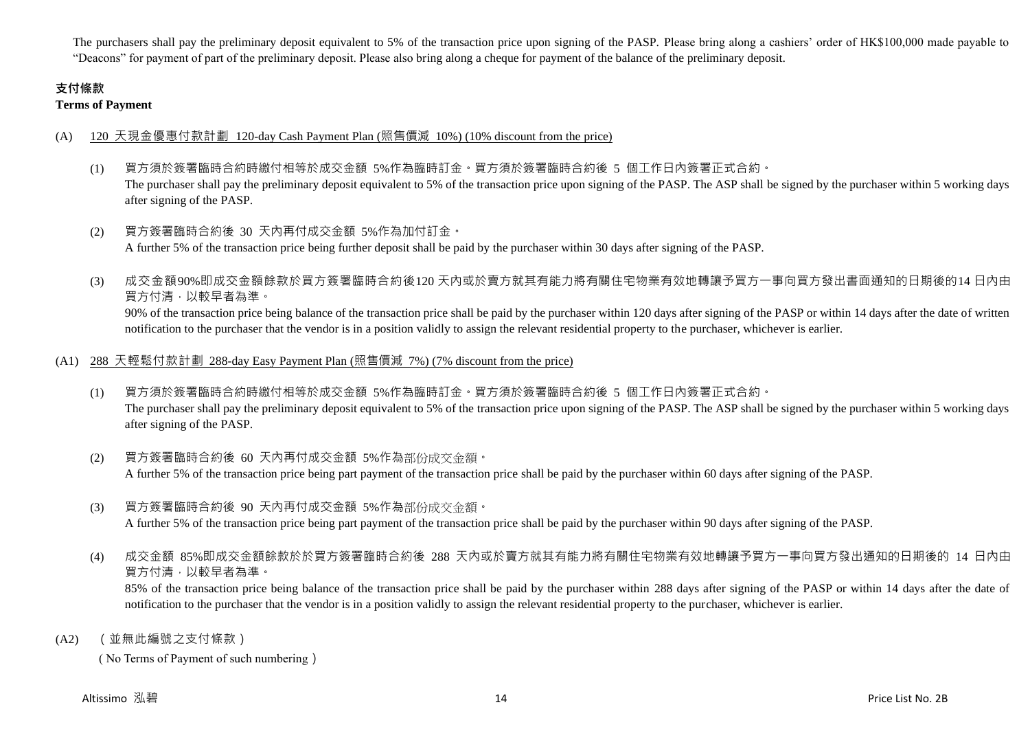The purchasers shall pay the preliminary deposit equivalent to 5% of the transaction price upon signing of the PASP. Please bring along a cashiers' order of HK$100,000 made payable to "Deacons" for payment of part of the preliminary deposit. Please also bring along a cheque for payment of the balance of the preliminary deposit.

## 支付條款
**Terms of Payment**

(A) 120 天現金優惠付款計劃 120-day Cash Payment Plan (照售價減 10%) (10% discount from the price)

(1) 買方須於簽署臨時合約時繳付相等於成交金額 5%作為臨時訂金。買方須於簽署臨時合約後 5 個工作日內簽署正式合約。
The purchaser shall pay the preliminary deposit equivalent to 5% of the transaction price upon signing of the PASP. The ASP shall be signed by the purchaser within 5 working days after signing of the PASP.

(2) 買方簽署臨時合約後 30 天內再付成交金額 5%作為加付訂金。
A further 5% of the transaction price being further deposit shall be paid by the purchaser within 30 days after signing of the PASP.

(3) 成交金額90%即成交金額餘款於買方簽署臨時合約後120 天內或於賣方就其有能力將有關住宅物業有效地轉讓予買方一事向買方發出書面通知的日期後的14 日內由買方付清，以較早者為準。
90% of the transaction price being balance of the transaction price shall be paid by the purchaser within 120 days after signing of the PASP or within 14 days after the date of written notification to the purchaser that the vendor is in a position validly to assign the relevant residential property to the purchaser, whichever is earlier.

(A1) 288 天輕鬆付款計劃 288-day Easy Payment Plan (照售價減 7%) (7% discount from the price)

(1) 買方須於簽署臨時合約時繳付相等於成交金額 5%作為臨時訂金。買方須於簽署臨時合約後 5 個工作日內簽署正式合約。
The purchaser shall pay the preliminary deposit equivalent to 5% of the transaction price upon signing of the PASP. The ASP shall be signed by the purchaser within 5 working days after signing of the PASP.

(2) 買方簽署臨時合約後 60 天內再付成交金額 5%作為部份成交金額。
A further 5% of the transaction price being part payment of the transaction price shall be paid by the purchaser within 60 days after signing of the PASP.

(3) 買方簽署臨時合約後 90 天內再付成交金額 5%作為部份成交金額。
A further 5% of the transaction price being part payment of the transaction price shall be paid by the purchaser within 90 days after signing of the PASP.

(4) 成交金額 85%即成交金額餘款於於買方簽署臨時合約後 288 天內或於賣方就其有能力將有關住宅物業有效地轉讓予買方一事向買方發出通知的日期後的 14 日內由買方付清，以較早者為準。
85% of the transaction price being balance of the transaction price shall be paid by the purchaser within 288 days after signing of the PASP or within 14 days after the date of notification to the purchaser that the vendor is in a position validly to assign the relevant residential property to the purchaser, whichever is earlier.

(A2) （並無此編號之支付條款）
（No Terms of Payment of such numbering）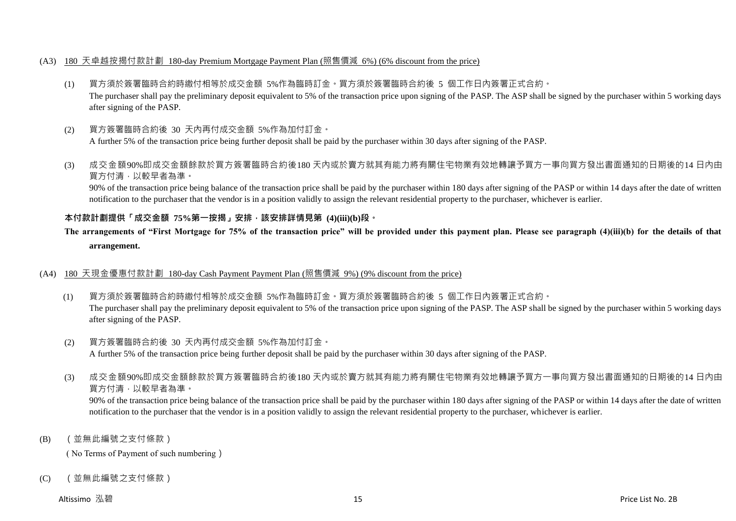(A3) <u>180 天卓越按揭付款計劃 180-day Premium Mortgage Payment Plan (照售價減 6%) (6% discount from the price)</u>

(1) 買方須於簽署臨時合約時繳付相等於成交金額 5%作為臨時訂金。買方須於簽署臨時合約後 5 個工作日內簽署正式合約。
The purchaser shall pay the preliminary deposit equivalent to 5% of the transaction price upon signing of the PASP. The ASP shall be signed by the purchaser within 5 working days after signing of the PASP.

(2) 買方簽署臨時合約後 30 天內再付成交金額 5%作為加付訂金。
A further 5% of the transaction price being further deposit shall be paid by the purchaser within 30 days after signing of the PASP.

(3) 成交金額90%即成交金額餘款於買方簽署臨時合約後180 天內或於賣方就其有能力將有關住宅物業有效地轉讓予買方一事向買方發出書面通知的日期後的14 日內由買方付清，以較早者為準。
90% of the transaction price being balance of the transaction price shall be paid by the purchaser within 180 days after signing of the PASP or within 14 days after the date of written notification to the purchaser that the vendor is in a position validly to assign the relevant residential property to the purchaser, whichever is earlier.

**本付款計劃提供「成交金額 75%第一按揭」安排，該安排詳情見第 (4)(iii)(b)段。**

**The arrangements of "First Mortgage for 75% of the transaction price" will be provided under this payment plan. Please see paragraph (4)(iii)(b) for the details of that arrangement.**

(A4) <u>180 天現金優惠付款計劃 180-day Cash Payment Payment Plan (照售價減 9%) (9% discount from the price)</u>

(1) 買方須於簽署臨時合約時繳付相等於成交金額 5%作為臨時訂金。買方須於簽署臨時合約後 5 個工作日內簽署正式合約。
The purchaser shall pay the preliminary deposit equivalent to 5% of the transaction price upon signing of the PASP. The ASP shall be signed by the purchaser within 5 working days after signing of the PASP.

(2) 買方簽署臨時合約後 30 天內再付成交金額 5%作為加付訂金。
A further 5% of the transaction price being further deposit shall be paid by the purchaser within 30 days after signing of the PASP.

(3) 成交金額90%即成交金額餘款於買方簽署臨時合約後180 天內或於賣方就其有能力將有關住宅物業有效地轉讓予買方一事向買方發出書面通知的日期後的14 日內由買方付清，以較早者為準。
90% of the transaction price being balance of the transaction price shall be paid by the purchaser within 180 days after signing of the PASP or within 14 days after the date of written notification to the purchaser that the vendor is in a position validly to assign the relevant residential property to the purchaser, whichever is earlier.

(B) （並無此編號之支付條款）
( No Terms of Payment of such numbering )

(C) （並無此編號之支付條款）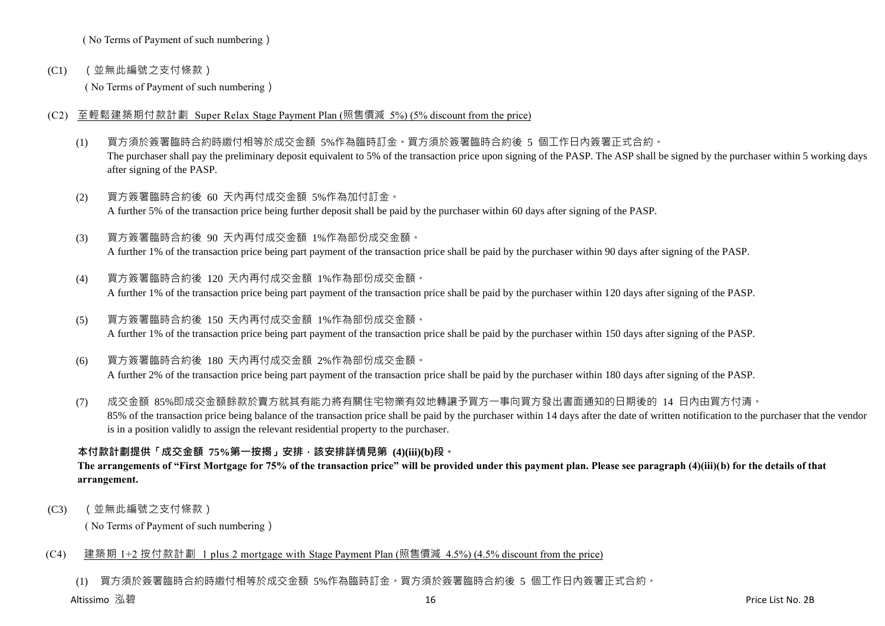（No Terms of Payment of such numbering）

(C1) （並無此編號之支付條款）

（No Terms of Payment of such numbering）

(C2) 至輕鬆建築期付款計劃 Super Relax Stage Payment Plan (照售價減 5%) (5% discount from the price)

(1) 買方須於簽署臨時合約時繳付相等於成交金額 5%作為臨時訂金。買方須於簽署臨時合約後 5 個工作日內簽署正式合約。
The purchaser shall pay the preliminary deposit equivalent to 5% of the transaction price upon signing of the PASP. The ASP shall be signed by the purchaser within 5 working days after signing of the PASP.

(2) 買方簽署臨時合約後 60 天內再付成交金額 5%作為加付訂金。
A further 5% of the transaction price being further deposit shall be paid by the purchaser within 60 days after signing of the PASP.

(3) 買方簽署臨時合約後 90 天內再付成交金額 1%作為部份成交金額。
A further 1% of the transaction price being part payment of the transaction price shall be paid by the purchaser within 90 days after signing of the PASP.

(4) 買方簽署臨時合約後 120 天內再付成交金額 1%作為部份成交金額。
A further 1% of the transaction price being part payment of the transaction price shall be paid by the purchaser within 120 days after signing of the PASP.

(5) 買方簽署臨時合約後 150 天內再付成交金額 1%作為部份成交金額。
A further 1% of the transaction price being part payment of the transaction price shall be paid by the purchaser within 150 days after signing of the PASP.

(6) 買方簽署臨時合約後 180 天內再付成交金額 2%作為部份成交金額。
A further 2% of the transaction price being part payment of the transaction price shall be paid by the purchaser within 180 days after signing of the PASP.

(7) 成交金額 85%即成交金額餘款於賣方就其有能力將有關住宅物業有效地轉讓予買方一事向買方發出書面通知的日期後的 14 日內由買方付清。
85% of the transaction price being balance of the transaction price shall be paid by the purchaser within 14 days after the date of written notification to the purchaser that the vendor is in a position validly to assign the relevant residential property to the purchaser.

**本付款計劃提供「成交金額 75%第一按揭」安排，該安排詳情見第 (4)(iii)(b)段。**
**The arrangements of "First Mortgage for 75% of the transaction price" will be provided under this payment plan. Please see paragraph (4)(iii)(b) for the details of that arrangement.**

(C3) （並無此編號之支付條款）

（No Terms of Payment of such numbering）

(C4) 建築期 1+2 按付款計劃 1 plus 2 mortgage with Stage Payment Plan (照售價減 4.5%) (4.5% discount from the price)

(1) 買方須於簽署臨時合約時繳付相等於成交金額 5%作為臨時訂金。買方須於簽署臨時合約後 5 個工作日內簽署正式合約。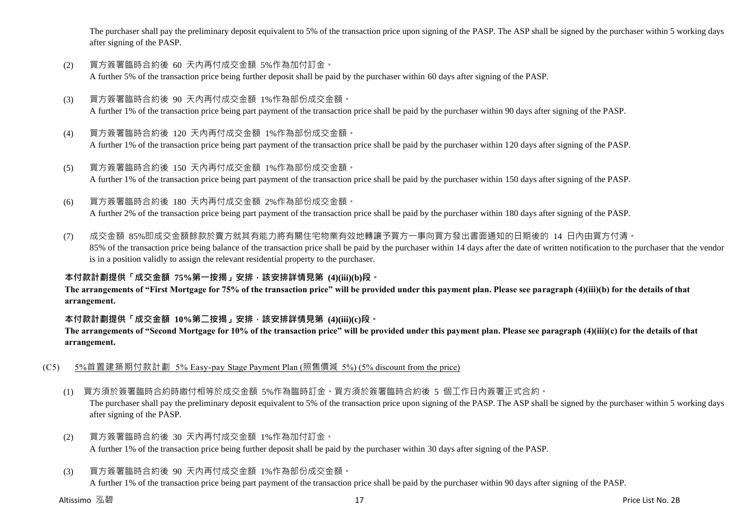The purchaser shall pay the preliminary deposit equivalent to 5% of the transaction price upon signing of the PASP. The ASP shall be signed by the purchaser within 5 working days after signing of the PASP.

(2) 買方簽署臨時合約後 60 天內再付成交金額 5%作為加付訂金。
A further 5% of the transaction price being further deposit shall be paid by the purchaser within 60 days after signing of the PASP.

(3) 買方簽署臨時合約後 90 天內再付成交金額 1%作為部份成交金額。
A further 1% of the transaction price being part payment of the transaction price shall be paid by the purchaser within 90 days after signing of the PASP.

(4) 買方簽署臨時合約後 120 天內再付成交金額 1%作為部份成交金額。
A further 1% of the transaction price being part payment of the transaction price shall be paid by the purchaser within 120 days after signing of the PASP.

(5) 買方簽署臨時合約後 150 天內再付成交金額 1%作為部份成交金額。
A further 1% of the transaction price being part payment of the transaction price shall be paid by the purchaser within 150 days after signing of the PASP.

(6) 買方簽署臨時合約後 180 天內再付成交金額 2%作為部份成交金額。
A further 2% of the transaction price being part payment of the transaction price shall be paid by the purchaser within 180 days after signing of the PASP.

(7) 成交金額 85%即成交金額餘款於賣方就其有能力將有關住宅物業有效地轉讓予買方一事向買方發出書面通知的日期後的 14 日內由買方付清。
85% of the transaction price being balance of the transaction price shall be paid by the purchaser within 14 days after the date of written notification to the purchaser that the vendor is in a position validly to assign the relevant residential property to the purchaser.

**本付款計劃提供「成交金額 75%第一按揭」安排，該安排詳情見第 (4)(iii)(b)段。**
**The arrangements of "First Mortgage for 75% of the transaction price" will be provided under this payment plan. Please see paragraph (4)(iii)(b) for the details of that arrangement.**

**本付款計劃提供「成交金額 10%第二按揭」安排，該安排詳情見第 (4)(iii)(c)段。**
**The arrangements of "Second Mortgage for 10% of the transaction price" will be provided under this payment plan. Please see paragraph (4)(iii)(c) for the details of that arrangement.**

(C5) 5%首置建築期付款計劃 5% Easy-pay Stage Payment Plan (照售價減 5%) (5% discount from the price)

(1) 買方須於簽署臨時合約時繳付相等於成交金額 5%作為臨時訂金。買方須於簽署臨時合約後 5 個工作日內簽署正式合約。
The purchaser shall pay the preliminary deposit equivalent to 5% of the transaction price upon signing of the PASP. The ASP shall be signed by the purchaser within 5 working days after signing of the PASP.

(2) 買方簽署臨時合約後 30 天內再付成交金額 1%作為加付訂金。
A further 1% of the transaction price being further deposit shall be paid by the purchaser within 30 days after signing of the PASP.

(3) 買方簽署臨時合約後 90 天內再付成交金額 1%作為部份成交金額。
A further 1% of the transaction price being part payment of the transaction price shall be paid by the purchaser within 90 days after signing of the PASP.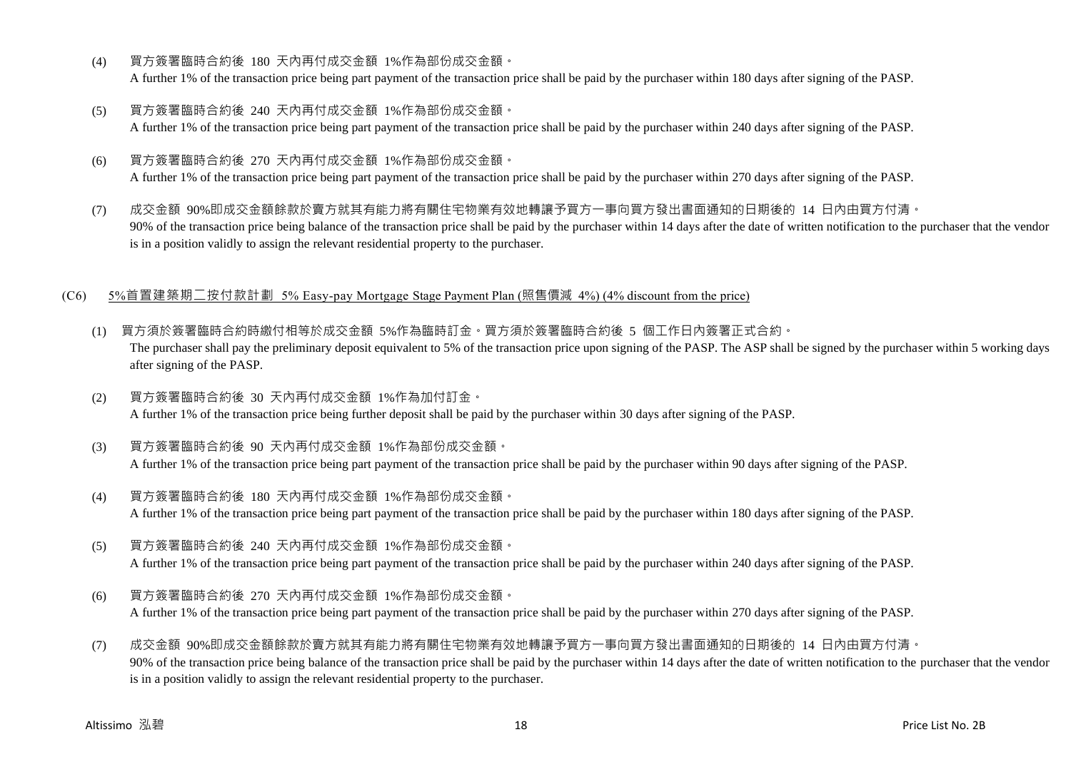(4) 買方簽署臨時合約後 180 天內再付成交金額 1%作為部份成交金額。
A further 1% of the transaction price being part payment of the transaction price shall be paid by the purchaser within 180 days after signing of the PASP.

(5) 買方簽署臨時合約後 240 天內再付成交金額 1%作為部份成交金額。
A further 1% of the transaction price being part payment of the transaction price shall be paid by the purchaser within 240 days after signing of the PASP.

(6) 買方簽署臨時合約後 270 天內再付成交金額 1%作為部份成交金額。
A further 1% of the transaction price being part payment of the transaction price shall be paid by the purchaser within 270 days after signing of the PASP.

(7) 成交金額 90%即成交金額餘款於賣方就其有能力將有關住宅物業有效地轉讓予買方一事向買方發出書面通知的日期後的 14 日內由買方付清。
90% of the transaction price being balance of the transaction price shall be paid by the purchaser within 14 days after the date of written notification to the purchaser that the vendor is in a position validly to assign the relevant residential property to the purchaser.

(C6) 5%首置建築期二按付款計劃 5% Easy-pay Mortgage Stage Payment Plan (照售價減 4%) (4% discount from the price)

(1) 買方須於簽署臨時合約時繳付相等於成交金額 5%作為臨時訂金。買方須於簽署臨時合約後 5 個工作日內簽署正式合約。
The purchaser shall pay the preliminary deposit equivalent to 5% of the transaction price upon signing of the PASP. The ASP shall be signed by the purchaser within 5 working days after signing of the PASP.

(2) 買方簽署臨時合約後 30 天內再付成交金額 1%作為加付訂金。
A further 1% of the transaction price being further deposit shall be paid by the purchaser within 30 days after signing of the PASP.

(3) 買方簽署臨時合約後 90 天內再付成交金額 1%作為部份成交金額。
A further 1% of the transaction price being part payment of the transaction price shall be paid by the purchaser within 90 days after signing of the PASP.

(4) 買方簽署臨時合約後 180 天內再付成交金額 1%作為部份成交金額。
A further 1% of the transaction price being part payment of the transaction price shall be paid by the purchaser within 180 days after signing of the PASP.

(5) 買方簽署臨時合約後 240 天內再付成交金額 1%作為部份成交金額。
A further 1% of the transaction price being part payment of the transaction price shall be paid by the purchaser within 240 days after signing of the PASP.

(6) 買方簽署臨時合約後 270 天內再付成交金額 1%作為部份成交金額。
A further 1% of the transaction price being part payment of the transaction price shall be paid by the purchaser within 270 days after signing of the PASP.

(7) 成交金額 90%即成交金額餘款於賣方就其有能力將有關住宅物業有效地轉讓予買方一事向買方發出書面通知的日期後的 14 日內由買方付清。
90% of the transaction price being balance of the transaction price shall be paid by the purchaser within 14 days after the date of written notification to the purchaser that the vendor is in a position validly to assign the relevant residential property to the purchaser.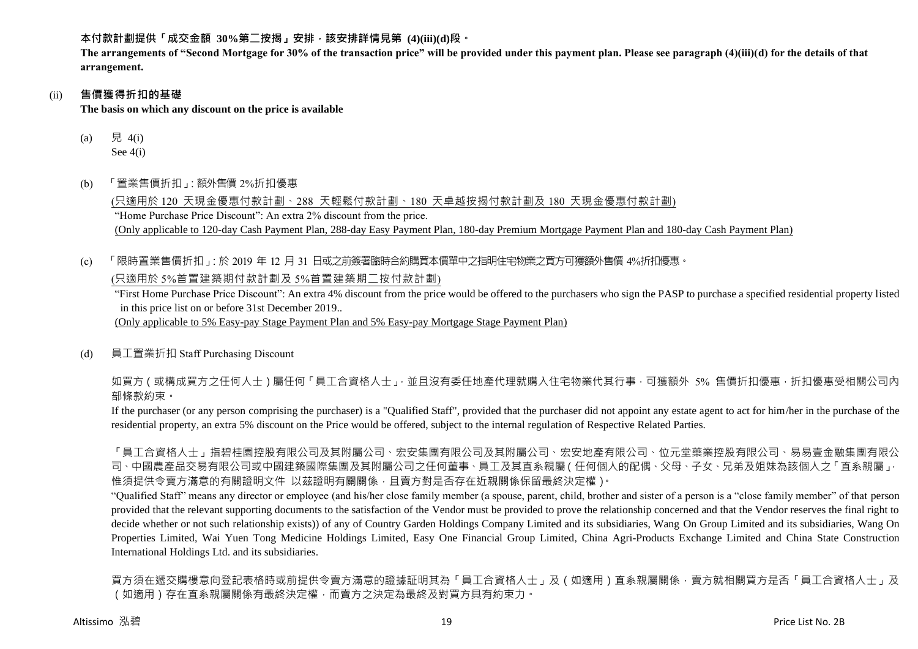**本付款計劃提供「成交金額 30%第二按揭」安排，該安排詳情見第 (4)(iii)(d)段。**

**The arrangements of "Second Mortgage for 30% of the transaction price" will be provided under this payment plan. Please see paragraph (4)(iii)(d) for the details of that arrangement.**

(ii) **售價獲得折扣的基礎**

**The basis on which any discount on the price is available**

(a) 見 4(i)
See 4(i)

(b) 「置業售價折扣」: 額外售價 2%折扣優惠

(只適用於 120 天現金優惠付款計劃、288 天輕鬆付款計劃、180 天卓越按揭付款計劃及 180 天現金優惠付款計劃)

"Home Purchase Price Discount": An extra 2% discount from the price.

(Only applicable to 120-day Cash Payment Plan, 288-day Easy Payment Plan, 180-day Premium Mortgage Payment Plan and 180-day Cash Payment Plan)

(c) 「限時置業售價折扣」: 於 2019 年 12 月 31 日或之前簽署臨時合約購買本價單中之指明住宅物業之買方可獲額外售價 4%折扣優惠。

(只適用於 5%首置建築期付款計劃及 5%首置建築期二按付款計劃)

"First Home Purchase Price Discount": An extra 4% discount from the price would be offered to the purchasers who sign the PASP to purchase a specified residential property listed in this price list on or before 31st December 2019..

(Only applicable to 5% Easy-pay Stage Payment Plan and 5% Easy-pay Mortgage Stage Payment Plan)

(d) 員工置業折扣 Staff Purchasing Discount

如買方（或構成買方之任何人士）屬任何「員工合資格人士」，並且沒有委任地產代理就購入住宅物業代其行事，可獲額外 5% 售價折扣優惠，折扣優惠受相關公司內部條款約束。

If the purchaser (or any person comprising the purchaser) is a "Qualified Staff", provided that the purchaser did not appoint any estate agent to act for him/her in the purchase of the residential property, an extra 5% discount on the Price would be offered, subject to the internal regulation of Respective Related Parties.

「員工合資格人士」指碧桂園控股有限公司及其附屬公司、宏安集團有限公司及其附屬公司、宏安地產有限公司、位元堂藥業控股有限公司、易易壹金融集團有限公司、中國農產品交易有限公司或中國建築國際集團及其附屬公司之任何董事、員工及其直系親屬（任何個人的配偶、父母、子女、兄弟及姐妹為該個人之「直系親屬」，惟須提供令賣方滿意的有關證明文件 以茲證明有關關係，且賣方對是否存在近親關係保留最終決定權）。

"Qualified Staff" means any director or employee (and his/her close family member (a spouse, parent, child, brother and sister of a person is a "close family member" of that person provided that the relevant supporting documents to the satisfaction of the Vendor must be provided to prove the relationship concerned and that the Vendor reserves the final right to decide whether or not such relationship exists)) of any of Country Garden Holdings Company Limited and its subsidiaries, Wang On Group Limited and its subsidiaries, Wang On Properties Limited, Wai Yuen Tong Medicine Holdings Limited, Easy One Financial Group Limited, China Agri-Products Exchange Limited and China State Construction International Holdings Ltd. and its subsidiaries.

買方須在遞交購樓意向登記表格時或前提供令賣方滿意的證據証明其為「員工合資格人士」及（如適用）直系親屬關係，賣方就相關買方是否「員工合資格人士」及（如適用）存在直系親屬關係有最終決定權，而賣方之決定為最終及對買方具有約束力。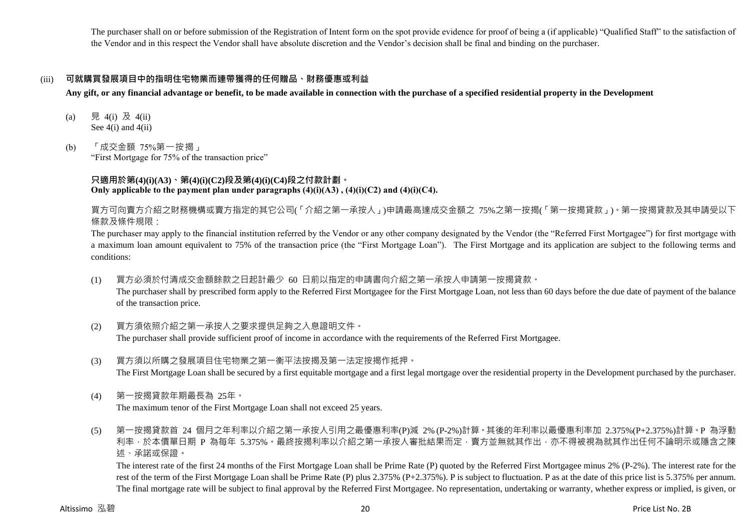The purchaser shall on or before submission of the Registration of Intent form on the spot provide evidence for proof of being a (if applicable) "Qualified Staff" to the satisfaction of the Vendor and in this respect the Vendor shall have absolute discretion and the Vendor's decision shall be final and binding on the purchaser.

(iii) **可就購買發展項目中的指明住宅物業而連帶獲得的任何贈品、財務優惠或利益**

**Any gift, or any financial advantage or benefit, to be made available in connection with the purchase of a specified residential property in the Development**

(a) 見 4(i) 及 4(ii)
See 4(i) and 4(ii)

(b) 「成交金額 75%第一按揭」
"First Mortgage for 75% of the transaction price"

**只適用於第(4)(i)(A3)、第(4)(i)(C2)段及第(4)(i)(C4)段之付款計劃。**
**Only applicable to the payment plan under paragraphs (4)(i)(A3) , (4)(i)(C2) and (4)(i)(C4).**

買方可向賣方介紹之財務機構或賣方指定的其它公司(「介紹之第一承按人」)申請最高達成交金額之 75%之第一按揭(「第一按揭貸款」)。第一按揭貸款及其申請受以下條款及條件規限：

The purchaser may apply to the financial institution referred by the Vendor or any other company designated by the Vendor (the "Referred First Mortgagee") for first mortgage with a maximum loan amount equivalent to 75% of the transaction price (the "First Mortgage Loan"). The First Mortgage and its application are subject to the following terms and conditions:

(1) 買方必須於付清成交金額餘款之日起計最少 60 日前以指定的申請書向介紹之第一承按人申請第一按揭貸款。
The purchaser shall by prescribed form apply to the Referred First Mortgagee for the First Mortgage Loan, not less than 60 days before the due date of payment of the balance of the transaction price.

(2) 買方須依照介紹之第一承按人之要求提供足夠之入息證明文件。
The purchaser shall provide sufficient proof of income in accordance with the requirements of the Referred First Mortgagee.

(3) 買方須以所購之發展項目住宅物業之第一衡平法按揭及第一法定按揭作抵押。
The First Mortgage Loan shall be secured by a first equitable mortgage and a first legal mortgage over the residential property in the Development purchased by the purchaser.

(4) 第一按揭貸款年期最長為 25年。
The maximum tenor of the First Mortgage Loan shall not exceed 25 years.

(5) 第一按揭貸款首 24 個月之年利率以介紹之第一承按人引用之最優惠利率(P)減 2% (P-2%)計算。其後的年利率以最優惠利率加 2.375%(P+2.375%)計算。P 為浮動利率，於本價單日期 P 為每年 5.375%。最終按揭利率以介紹之第一承按人審批結果而定，賣方並無就其作出，亦不得被視為就其作出任何不論明示或隱含之陳述、承諾或保證。
The interest rate of the first 24 months of the First Mortgage Loan shall be Prime Rate (P) quoted by the Referred First Mortgagee minus 2% (P-2%). The interest rate for the rest of the term of the First Mortgage Loan shall be Prime Rate (P) plus 2.375% (P+2.375%). P is subject to fluctuation. P as at the date of this price list is 5.375% per annum. The final mortgage rate will be subject to final approval by the Referred First Mortgagee. No representation, undertaking or warranty, whether express or implied, is given, or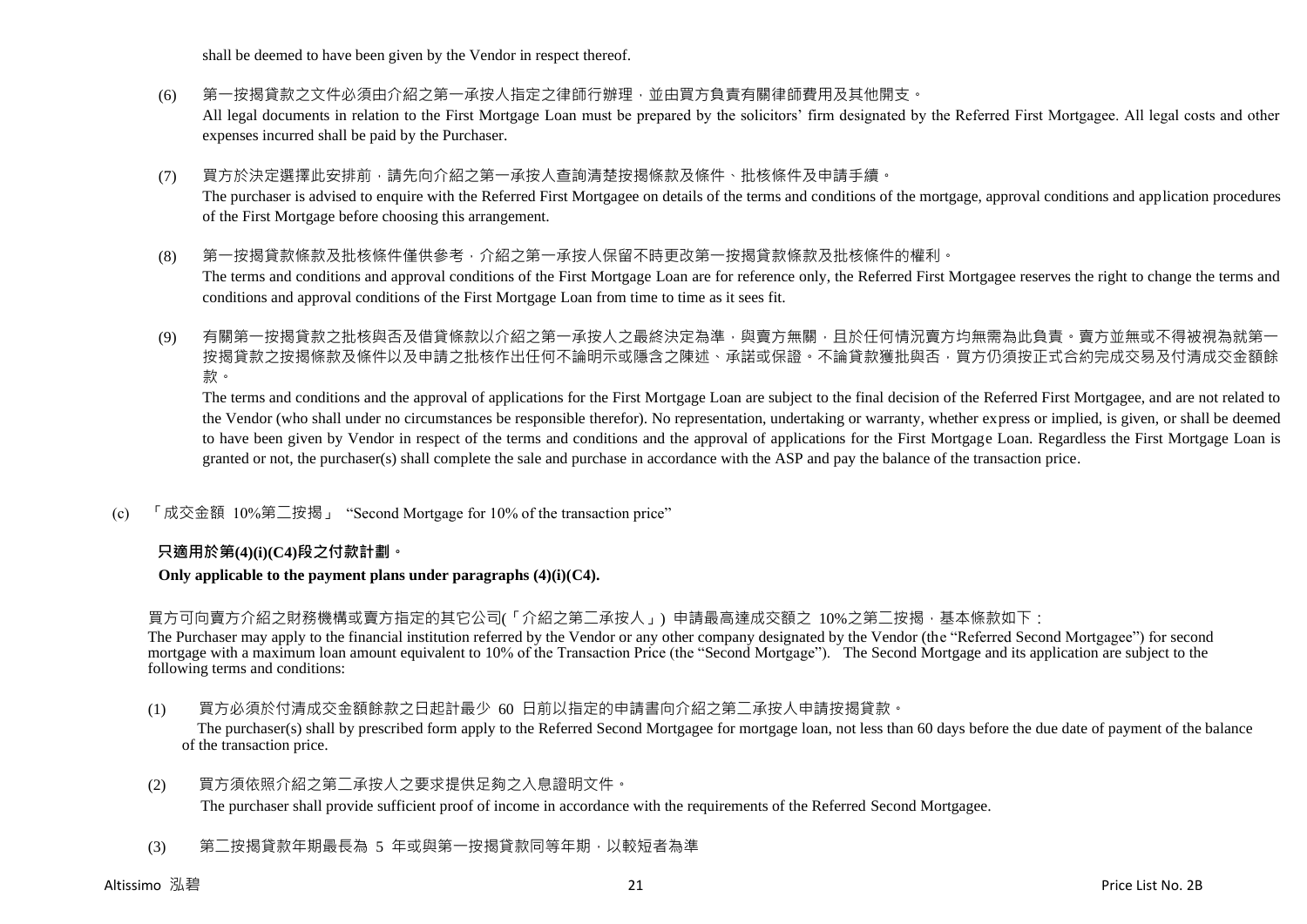shall be deemed to have been given by the Vendor in respect thereof.

(6) 第一按揭貸款之文件必須由介紹之第一承按人指定之律師行辦理，並由買方負責有關律師費用及其他開支。
All legal documents in relation to the First Mortgage Loan must be prepared by the solicitors' firm designated by the Referred First Mortgagee. All legal costs and other expenses incurred shall be paid by the Purchaser.

(7) 買方於決定選擇此安排前，請先向介紹之第一承按人查詢清楚按揭條款及條件、批核條件及申請手續。
The purchaser is advised to enquire with the Referred First Mortgagee on details of the terms and conditions of the mortgage, approval conditions and application procedures of the First Mortgage before choosing this arrangement.

(8) 第一按揭貸款條款及批核條件僅供參考，介紹之第一承按人保留不時更改第一按揭貸款條款及批核條件的權利。
The terms and conditions and approval conditions of the First Mortgage Loan are for reference only, the Referred First Mortgagee reserves the right to change the terms and conditions and approval conditions of the First Mortgage Loan from time to time as it sees fit.

(9) 有關第一按揭貸款之批核與否及借貸條款以介紹之第一承按人之最終決定為準，與賣方無關，且於任何情況賣方均無需為此負責。賣方並無或不得被視為就第一按揭貸款之按揭條款及條件以及申請之批核作出任何不論明示或隱含之陳述、承諾或保證。不論貸款獲批與否，買方仍須按正式合約完成交易及付清成交金額餘款。
The terms and conditions and the approval of applications for the First Mortgage Loan are subject to the final decision of the Referred First Mortgagee, and are not related to the Vendor (who shall under no circumstances be responsible therefor). No representation, undertaking or warranty, whether express or implied, is given, or shall be deemed to have been given by Vendor in respect of the terms and conditions and the approval of applications for the First Mortgage Loan. Regardless the First Mortgage Loan is granted or not, the purchaser(s) shall complete the sale and purchase in accordance with the ASP and pay the balance of the transaction price.

(c) 「成交金額 10%第二按揭」 "Second Mortgage for 10% of the transaction price"

**只適用於第(4)(i)(C4)段之付款計劃。**

**Only applicable to the payment plans under paragraphs (4)(i)(C4).**

買方可向賣方介紹之財務機構或賣方指定的其它公司(「介紹之第二承按人」) 申請最高達成交額之 10%之第二按揭，基本條款如下：
The Purchaser may apply to the financial institution referred by the Vendor or any other company designated by the Vendor (the "Referred Second Mortgagee") for second mortgage with a maximum loan amount equivalent to 10% of the Transaction Price (the "Second Mortgage"). The Second Mortgage and its application are subject to the following terms and conditions:

(1) 買方必須於付清成交金額餘款之日起計最少 60 日前以指定的申請書向介紹之第二承按人申請按揭貸款。
The purchaser(s) shall by prescribed form apply to the Referred Second Mortgagee for mortgage loan, not less than 60 days before the due date of payment of the balance of the transaction price.

(2) 買方須依照介紹之第二承按人之要求提供足夠之入息證明文件。
The purchaser shall provide sufficient proof of income in accordance with the requirements of the Referred Second Mortgagee.

(3) 第二按揭貸款年期最長為 5 年或與第一按揭貸款同等年期，以較短者為準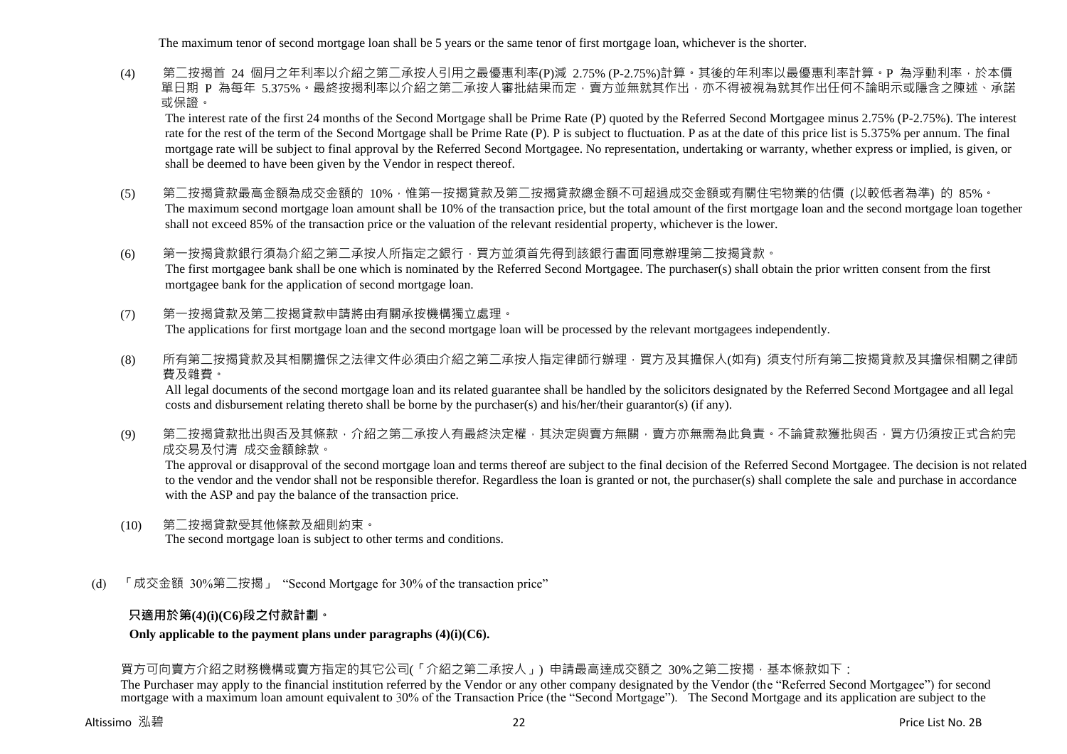The maximum tenor of second mortgage loan shall be 5 years or the same tenor of first mortgage loan, whichever is the shorter.

(4) 第二按揭首 24 個月之年利率以介紹之第二承按人引用之最優惠利率(P)減 2.75% (P-2.75%)計算。其後的年利率以最優惠利率計算。P 為浮動利率，於本價單日期 P 為每年 5.375%。最終按揭利率以介紹之第二承按人審批結果而定，賣方並無就其作出，亦不得被視為就其作出任何不論明示或隱含之陳述、承諾或保證。
The interest rate of the first 24 months of the Second Mortgage shall be Prime Rate (P) quoted by the Referred Second Mortgagee minus 2.75% (P-2.75%). The interest rate for the rest of the term of the Second Mortgage shall be Prime Rate (P). P is subject to fluctuation. P as at the date of this price list is 5.375% per annum. The final mortgage rate will be subject to final approval by the Referred Second Mortgagee. No representation, undertaking or warranty, whether express or implied, is given, or shall be deemed to have been given by the Vendor in respect thereof.

(5) 第二按揭貸款最高金額為成交金額的 10%，惟第一按揭貸款及第二按揭貸款總金額不可超過成交金額或有關住宅物業的估價 (以較低者為準) 的 85%。
The maximum second mortgage loan amount shall be 10% of the transaction price, but the total amount of the first mortgage loan and the second mortgage loan together shall not exceed 85% of the transaction price or the valuation of the relevant residential property, whichever is the lower.

(6) 第一按揭貸款銀行須為介紹之第二承按人所指定之銀行，買方並須首先得到該銀行書面同意辦理第二按揭貸款。
The first mortgagee bank shall be one which is nominated by the Referred Second Mortgagee. The purchaser(s) shall obtain the prior written consent from the first mortgagee bank for the application of second mortgage loan.

(7) 第一按揭貸款及第二按揭貸款申請將由有關承按機構獨立處理。
The applications for first mortgage loan and the second mortgage loan will be processed by the relevant mortgagees independently.

(8) 所有第二按揭貸款及其相關擔保之法律文件必須由介紹之第二承按人指定律師行辦理，買方及其擔保人(如有) 須支付所有第二按揭貸款及其擔保相關之律師費及雜費。
All legal documents of the second mortgage loan and its related guarantee shall be handled by the solicitors designated by the Referred Second Mortgagee and all legal costs and disbursement relating thereto shall be borne by the purchaser(s) and his/her/their guarantor(s) (if any).

(9) 第二按揭貸款批出與否及其條款，介紹之第二承按人有最終決定權，其決定與賣方無關，賣方亦無需為此負責。不論貸款獲批與否，買方仍須按正式合約完成交易及付清 成交金額餘款。
The approval or disapproval of the second mortgage loan and terms thereof are subject to the final decision of the Referred Second Mortgagee. The decision is not related to the vendor and the vendor shall not be responsible therefor. Regardless the loan is granted or not, the purchaser(s) shall complete the sale and purchase in accordance with the ASP and pay the balance of the transaction price.

(10) 第二按揭貸款受其他條款及細則約束。
The second mortgage loan is subject to other terms and conditions.

(d) 「成交金額 30%第二按揭」 "Second Mortgage for 30% of the transaction price"

**只適用於第(4)(i)(C6)段之付款計劃。**

**Only applicable to the payment plans under paragraphs (4)(i)(C6).**

買方可向賣方介紹之財務機構或賣方指定的其它公司(「介紹之第二承按人」) 申請最高達成交額之 30%之第二按揭，基本條款如下：
The Purchaser may apply to the financial institution referred by the Vendor or any other company designated by the Vendor (the "Referred Second Mortgagee") for second mortgage with a maximum loan amount equivalent to 30% of the Transaction Price (the "Second Mortgage"). The Second Mortgage and its application are subject to the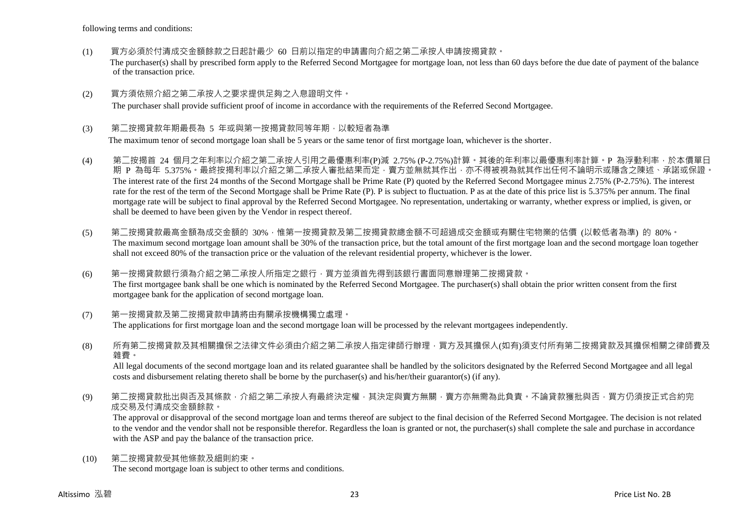following terms and conditions:

(1) 買方必須於付清成交金額餘款之日起計最少 60 日前以指定的申請書向介紹之第二承按人申請按揭貸款。
The purchaser(s) shall by prescribed form apply to the Referred Second Mortgagee for mortgage loan, not less than 60 days before the due date of payment of the balance of the transaction price.

(2) 買方須依照介紹之第二承按人之要求提供足夠之入息證明文件。
The purchaser shall provide sufficient proof of income in accordance with the requirements of the Referred Second Mortgagee.

(3) 第二按揭貸款年期最長為 5 年或與第一按揭貸款同等年期，以較短者為準
The maximum tenor of second mortgage loan shall be 5 years or the same tenor of first mortgage loan, whichever is the shorter.

(4) 第二按揭首 24 個月之年利率以介紹之第二承按人引用之最優惠利率(P)減 2.75% (P-2.75%)計算。其後的年利率以最優惠利率計算。P 為浮動利率，於本價單日期 P 為每年 5.375%。最終按揭利率以介紹之第二承按人審批結果而定，賣方並無就其作出，亦不得被視為就其作出任何不論明示或隱含之陳述、承諾或保證。
The interest rate of the first 24 months of the Second Mortgage shall be Prime Rate (P) quoted by the Referred Second Mortgagee minus 2.75% (P-2.75%). The interest rate for the rest of the term of the Second Mortgage shall be Prime Rate (P). P is subject to fluctuation. P as at the date of this price list is 5.375% per annum. The final mortgage rate will be subject to final approval by the Referred Second Mortgagee. No representation, undertaking or warranty, whether express or implied, is given, or shall be deemed to have been given by the Vendor in respect thereof.

(5) 第二按揭貸款最高金額為成交金額的 30%，惟第一按揭貸款及第二按揭貸款總金額不可超過成交金額或有關住宅物業的估價 (以較低者為準) 的 80%。
The maximum second mortgage loan amount shall be 30% of the transaction price, but the total amount of the first mortgage loan and the second mortgage loan together shall not exceed 80% of the transaction price or the valuation of the relevant residential property, whichever is the lower.

(6) 第一按揭貸款銀行須為介紹之第二承按人所指定之銀行，買方並須首先得到該銀行書面同意辦理第二按揭貸款。
The first mortgagee bank shall be one which is nominated by the Referred Second Mortgagee. The purchaser(s) shall obtain the prior written consent from the first mortgagee bank for the application of second mortgage loan.

(7) 第一按揭貸款及第二按揭貸款申請將由有關承按機構獨立處理。
The applications for first mortgage loan and the second mortgage loan will be processed by the relevant mortgagees independently.

(8) 所有第二按揭貸款及其相關擔保之法律文件必須由介紹之第二承按人指定律師行辦理，買方及其擔保人(如有)須支付所有第二按揭貸款及其擔保相關之律師費及雜費。
All legal documents of the second mortgage loan and its related guarantee shall be handled by the solicitors designated by the Referred Second Mortgagee and all legal costs and disbursement relating thereto shall be borne by the purchaser(s) and his/her/their guarantor(s) (if any).

(9) 第二按揭貸款批出與否及其條款，介紹之第二承按人有最終決定權，其決定與賣方無關，賣方亦無需為此負責。不論貸款獲批與否，買方仍須按正式合約完成交易及付清成交金額餘款。
The approval or disapproval of the second mortgage loan and terms thereof are subject to the final decision of the Referred Second Mortgagee. The decision is not related to the vendor and the vendor shall not be responsible therefor. Regardless the loan is granted or not, the purchaser(s) shall complete the sale and purchase in accordance with the ASP and pay the balance of the transaction price.

(10) 第二按揭貸款受其他條款及細則約束。
The second mortgage loan is subject to other terms and conditions.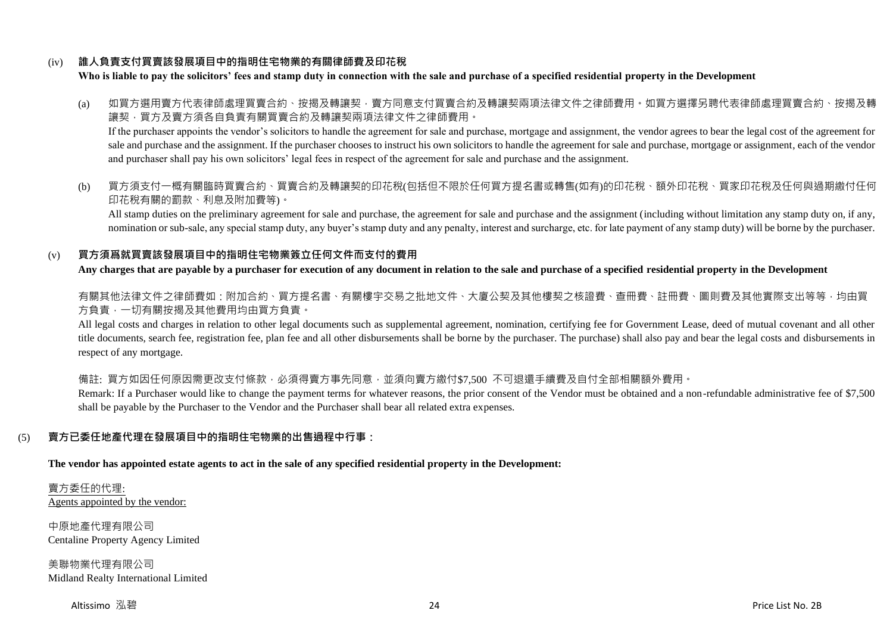(iv) **誰人負責支付買賣該發展項目中的指明住宅物業的有關律師費及印花稅**

**Who is liable to pay the solicitors' fees and stamp duty in connection with the sale and purchase of a specified residential property in the Development**

(a) 如買方選用賣方代表律師處理買賣合約、按揭及轉讓契，賣方同意支付買賣合約及轉讓契兩項法律文件之律師費用。如買方選擇另聘代表律師處理買賣合約、按揭及轉讓契，買方及賣方須各自負責有關買賣合約及轉讓契兩項法律文件之律師費用。

If the purchaser appoints the vendor's solicitors to handle the agreement for sale and purchase, mortgage and assignment, the vendor agrees to bear the legal cost of the agreement for sale and purchase and the assignment. If the purchaser chooses to instruct his own solicitors to handle the agreement for sale and purchase, mortgage or assignment, each of the vendor and purchaser shall pay his own solicitors' legal fees in respect of the agreement for sale and purchase and the assignment.

(b) 買方須支付一概有關臨時買賣合約、買賣合約及轉讓契的印花稅(包括但不限於任何買方提名書或轉售(如有)的印花稅、額外印花稅、買家印花稅及任何與過期繳付任何印花稅有關的罰款、利息及附加費等)。

All stamp duties on the preliminary agreement for sale and purchase, the agreement for sale and purchase and the assignment (including without limitation any stamp duty on, if any, nomination or sub-sale, any special stamp duty, any buyer's stamp duty and any penalty, interest and surcharge, etc. for late payment of any stamp duty) will be borne by the purchaser.

(v) **買方須爲就買賣該發展項目中的指明住宅物業簽立任何文件而支付的費用**

**Any charges that are payable by a purchaser for execution of any document in relation to the sale and purchase of a specified residential property in the Development**

有關其他法律文件之律師費如：附加合約、買方提名書、有關樓宇交易之批地文件、大廈公契及其他樓契之核證費、查冊費、註冊費、圖則費及其他實際支出等等，均由買方負責，一切有關按揭及其他費用均由買方負責。

All legal costs and charges in relation to other legal documents such as supplemental agreement, nomination, certifying fee for Government Lease, deed of mutual covenant and all other title documents, search fee, registration fee, plan fee and all other disbursements shall be borne by the purchaser. The purchase) shall also pay and bear the legal costs and disbursements in respect of any mortgage.

備註: 買方如因任何原因需更改支付條款，必須得賣方事先同意，並須向賣方繳付$7,500 不可退還手續費及自付全部相關額外費用。

Remark: If a Purchaser would like to change the payment terms for whatever reasons, the prior consent of the Vendor must be obtained and a non-refundable administrative fee of $7,500 shall be payable by the Purchaser to the Vendor and the Purchaser shall bear all related extra expenses.

(5) **賣方已委任地產代理在發展項目中的指明住宅物業的出售過程中行事：**

**The vendor has appointed estate agents to act in the sale of any specified residential property in the Development:**

賣方委任的代理:
Agents appointed by the vendor:

中原地產代理有限公司
Centaline Property Agency Limited

美聯物業代理有限公司
Midland Realty International Limited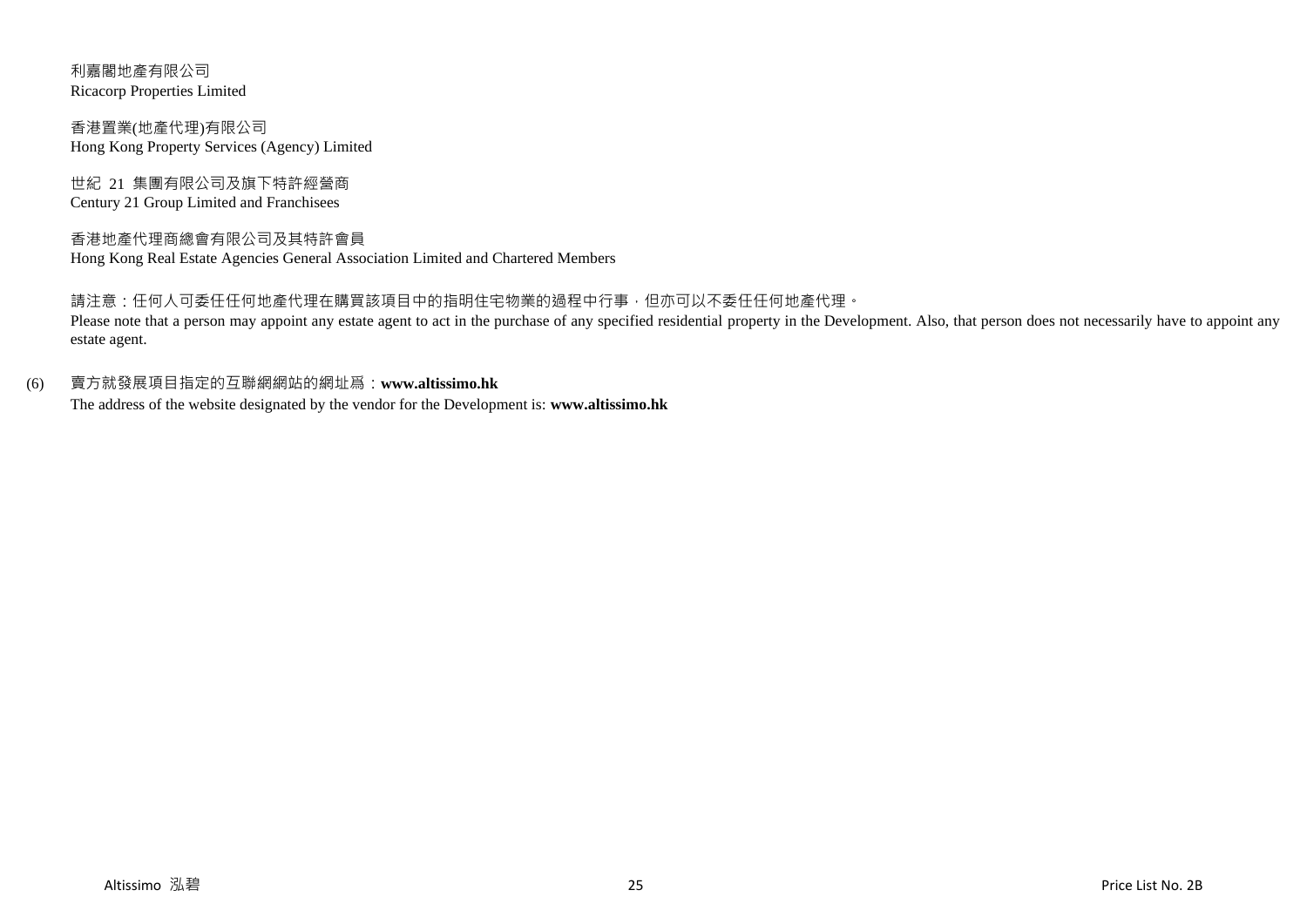利嘉閣地產有限公司
Ricacorp Properties Limited

香港置業(地產代理)有限公司
Hong Kong Property Services (Agency) Limited

世紀 21 集團有限公司及旗下特許經營商
Century 21 Group Limited and Franchisees

香港地產代理商總會有限公司及其特許會員
Hong Kong Real Estate Agencies General Association Limited and Chartered Members

請注意：任何人可委任任何地產代理在購買該項目中的指明住宅物業的過程中行事，但亦可以不委任任何地產代理。
Please note that a person may appoint any estate agent to act in the purchase of any specified residential property in the Development. Also, that person does not necessarily have to appoint any estate agent.

(6) 賣方就發展項目指定的互聯網網站的網址爲：**www.altissimo.hk**
The address of the website designated by the vendor for the Development is: **www.altissimo.hk**